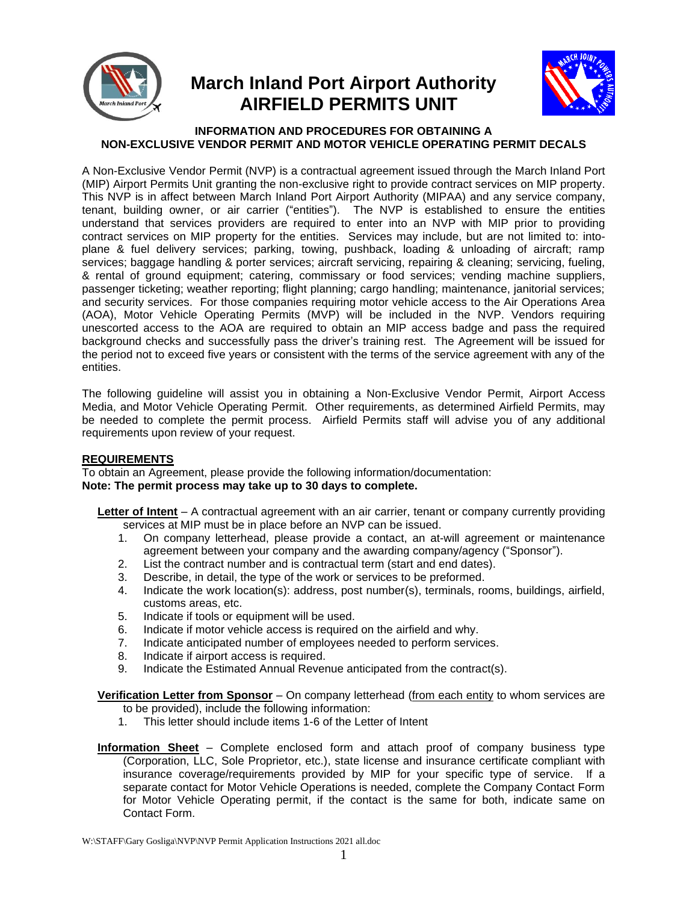# March Inland Port Airport Authority
# AIRFIELD PERMITS UNIT

### INFORMATION AND PROCEDURES FOR OBTAINING A NON-EXCLUSIVE VENDOR PERMIT AND MOTOR VEHICLE OPERATING PERMIT DECALS

A Non-Exclusive Vendor Permit (NVP) is a contractual agreement issued through the March Inland Port (MIP) Airport Permits Unit granting the non-exclusive right to provide contract services on MIP property. This NVP is in affect between March Inland Port Airport Authority (MIPAA) and any service company, tenant, building owner, or air carrier ("entities"). The NVP is established to ensure the entities understand that services providers are required to enter into an NVP with MIP prior to providing contract services on MIP property for the entities. Services may include, but are not limited to: into-plane & fuel delivery services; parking, towing, pushback, loading & unloading of aircraft; ramp services; baggage handling & porter services; aircraft servicing, repairing & cleaning; servicing, fueling, & rental of ground equipment; catering, commissary or food services; vending machine suppliers, passenger ticketing; weather reporting; flight planning; cargo handling; maintenance, janitorial services; and security services. For those companies requiring motor vehicle access to the Air Operations Area (AOA), Motor Vehicle Operating Permits (MVP) will be included in the NVP. Vendors requiring unescorted access to the AOA are required to obtain an MIP access badge and pass the required background checks and successfully pass the driver's training rest. The Agreement will be issued for the period not to exceed five years or consistent with the terms of the service agreement with any of the entities.

The following guideline will assist you in obtaining a Non-Exclusive Vendor Permit, Airport Access Media, and Motor Vehicle Operating Permit. Other requirements, as determined Airfield Permits, may be needed to complete the permit process. Airfield Permits staff will advise you of any additional requirements upon review of your request.

**REQUIREMENTS**

To obtain an Agreement, please provide the following information/documentation:
**Note: The permit process may take up to 30 days to complete.**

**Letter of Intent** – A contractual agreement with an air carrier, tenant or company currently providing services at MIP must be in place before an NVP can be issued.

1. On company letterhead, please provide a contact, an at-will agreement or maintenance agreement between your company and the awarding company/agency ("Sponsor").
2. List the contract number and is contractual term (start and end dates).
3. Describe, in detail, the type of the work or services to be preformed.
4. Indicate the work location(s): address, post number(s), terminals, rooms, buildings, airfield, customs areas, etc.
5. Indicate if tools or equipment will be used.
6. Indicate if motor vehicle access is required on the airfield and why.
7. Indicate anticipated number of employees needed to perform services.
8. Indicate if airport access is required.
9. Indicate the Estimated Annual Revenue anticipated from the contract(s).

**Verification Letter from Sponsor** – On company letterhead (from each entity to whom services are to be provided), include the following information:

1. This letter should include items 1-6 of the Letter of Intent

**Information Sheet** – Complete enclosed form and attach proof of company business type (Corporation, LLC, Sole Proprietor, etc.), state license and insurance certificate compliant with insurance coverage/requirements provided by MIP for your specific type of service. If a separate contact for Motor Vehicle Operations is needed, complete the Company Contact Form for Motor Vehicle Operating permit, if the contact is the same for both, indicate same on Contact Form.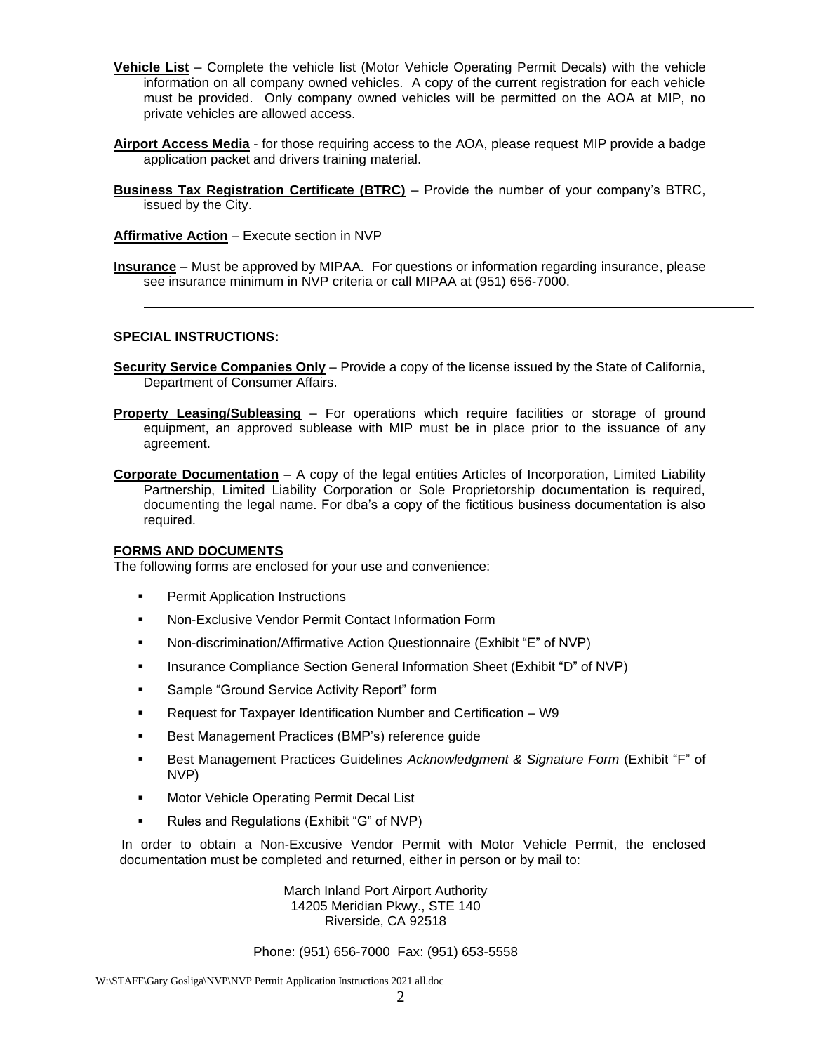**Vehicle List** – Complete the vehicle list (Motor Vehicle Operating Permit Decals) with the vehicle information on all company owned vehicles. A copy of the current registration for each vehicle must be provided. Only company owned vehicles will be permitted on the AOA at MIP, no private vehicles are allowed access.

**Airport Access Media** - for those requiring access to the AOA, please request MIP provide a badge application packet and drivers training material.

**Business Tax Registration Certificate (BTRC)** – Provide the number of your company's BTRC, issued by the City.

**Affirmative Action** – Execute section in NVP

**Insurance** – Must be approved by MIPAA. For questions or information regarding insurance, please see insurance minimum in NVP criteria or call MIPAA at (951) 656-7000.

---

**SPECIAL INSTRUCTIONS:**

**Security Service Companies Only** – Provide a copy of the license issued by the State of California, Department of Consumer Affairs.

**Property Leasing/Subleasing** – For operations which require facilities or storage of ground equipment, an approved sublease with MIP must be in place prior to the issuance of any agreement.

**Corporate Documentation** – A copy of the legal entities Articles of Incorporation, Limited Liability Partnership, Limited Liability Corporation or Sole Proprietorship documentation is required, documenting the legal name. For dba's a copy of the fictitious business documentation is also required.

**FORMS AND DOCUMENTS**

The following forms are enclosed for your use and convenience:

- Permit Application Instructions
- Non-Exclusive Vendor Permit Contact Information Form
- Non-discrimination/Affirmative Action Questionnaire (Exhibit "E" of NVP)
- Insurance Compliance Section General Information Sheet (Exhibit "D" of NVP)
- Sample "Ground Service Activity Report" form
- Request for Taxpayer Identification Number and Certification – W9
- Best Management Practices (BMP's) reference guide
- Best Management Practices Guidelines *Acknowledgment & Signature Form* (Exhibit "F" of NVP)
- Motor Vehicle Operating Permit Decal List
- Rules and Regulations (Exhibit "G" of NVP)

In order to obtain a Non-Excusive Vendor Permit with Motor Vehicle Permit, the enclosed documentation must be completed and returned, either in person or by mail to:

March Inland Port Airport Authority
14205 Meridian Pkwy., STE 140
Riverside, CA 92518

Phone: (951) 656-7000 Fax: (951) 653-5558

W:\STAFF\Gary Gosliga\NVP\NVP Permit Application Instructions 2021 all.doc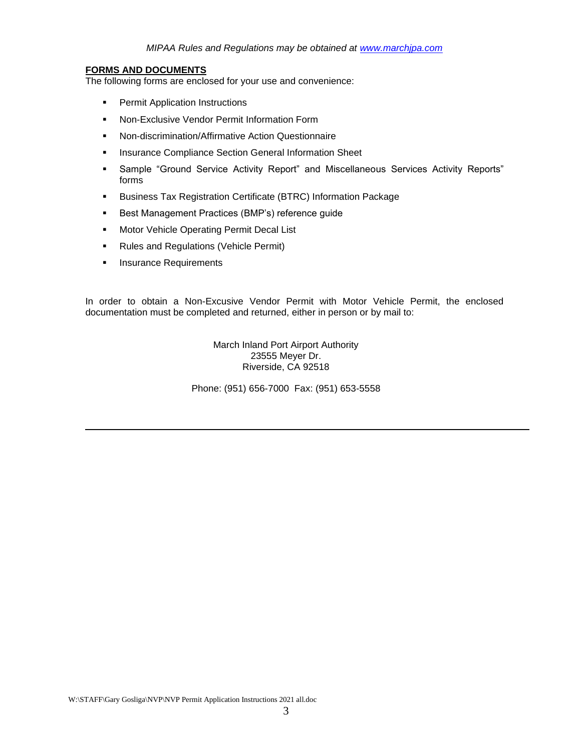*MIPAA Rules and Regulations may be obtained at [www.marchjpa.com](www.marchjpa.com)*

**FORMS AND DOCUMENTS**

The following forms are enclosed for your use and convenience:

- Permit Application Instructions
- Non-Exclusive Vendor Permit Information Form
- Non-discrimination/Affirmative Action Questionnaire
- Insurance Compliance Section General Information Sheet
- Sample "Ground Service Activity Report" and Miscellaneous Services Activity Reports" forms
- Business Tax Registration Certificate (BTRC) Information Package
- Best Management Practices (BMP's) reference guide
- Motor Vehicle Operating Permit Decal List
- Rules and Regulations (Vehicle Permit)
- Insurance Requirements

In order to obtain a Non-Excusive Vendor Permit with Motor Vehicle Permit, the enclosed documentation must be completed and returned, either in person or by mail to:

March Inland Port Airport Authority
23555 Meyer Dr.
Riverside, CA 92518

Phone: (951) 656-7000 Fax: (951) 653-5558

---

W:\STAFF\Gary Gosliga\NVP\NVP Permit Application Instructions 2021 all.doc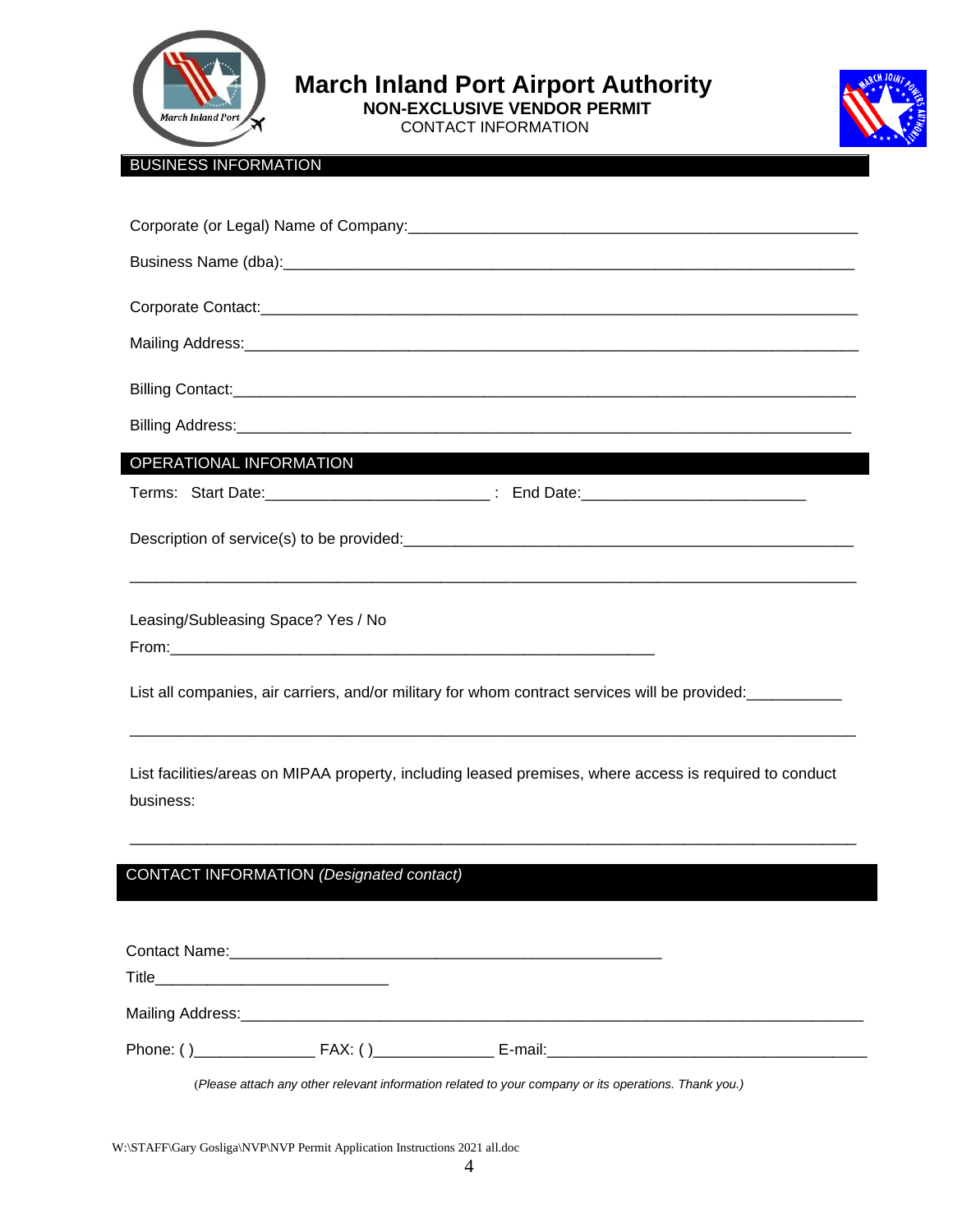# March Inland Port Airport Authority

## NON-EXCLUSIVE VENDOR PERMIT

CONTACT INFORMATION

## BUSINESS INFORMATION

Corporate (or Legal) Name of Company:_______________________________________________________

Business Name (dba):_________________________________________________________________

Corporate Contact:___________________________________________________________________

Mailing Address:____________________________________________________________________

Billing Contact:_____________________________________________________________________

Billing Address:____________________________________________________________________

## OPERATIONAL INFORMATION

Terms: Start Date:_________________________ : End Date:_________________________

Description of service(s) to be provided:_____________________________________________________

_____________________________________________________________________________________

Leasing/Subleasing Space? Yes / No

From:______________________________________________________

List all companies, air carriers, and/or military for whom contract services will be provided:__________

_____________________________________________________________________________________

List facilities/areas on MIPAA property, including leased premises, where access is required to conduct business:

_____________________________________________________________________________________

## CONTACT INFORMATION *(Designated contact)*

Contact Name:_______________________________________________

Title_________________________

Mailing Address:____________________________________________________________________

Phone: ( )_____________ FAX: ( )_____________ E-mail:___________________________________

*(Please attach any other relevant information related to your company or its operations. Thank you.)*

W:\STAFF\Gary Gosliga\NVP\NVP Permit Application Instructions 2021 all.doc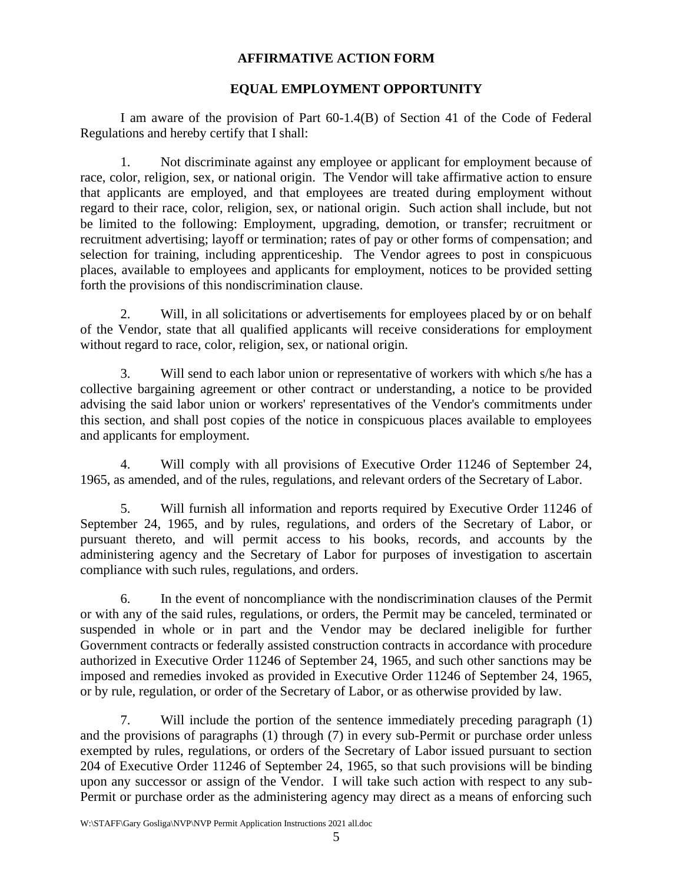## AFFIRMATIVE ACTION FORM

## EQUAL EMPLOYMENT OPPORTUNITY

I am aware of the provision of Part 60-1.4(B) of Section 41 of the Code of Federal Regulations and hereby certify that I shall:

1. Not discriminate against any employee or applicant for employment because of race, color, religion, sex, or national origin. The Vendor will take affirmative action to ensure that applicants are employed, and that employees are treated during employment without regard to their race, color, religion, sex, or national origin. Such action shall include, but not be limited to the following: Employment, upgrading, demotion, or transfer; recruitment or recruitment advertising; layoff or termination; rates of pay or other forms of compensation; and selection for training, including apprenticeship. The Vendor agrees to post in conspicuous places, available to employees and applicants for employment, notices to be provided setting forth the provisions of this nondiscrimination clause.

2. Will, in all solicitations or advertisements for employees placed by or on behalf of the Vendor, state that all qualified applicants will receive considerations for employment without regard to race, color, religion, sex, or national origin.

3. Will send to each labor union or representative of workers with which s/he has a collective bargaining agreement or other contract or understanding, a notice to be provided advising the said labor union or workers' representatives of the Vendor's commitments under this section, and shall post copies of the notice in conspicuous places available to employees and applicants for employment.

4. Will comply with all provisions of Executive Order 11246 of September 24, 1965, as amended, and of the rules, regulations, and relevant orders of the Secretary of Labor.

5. Will furnish all information and reports required by Executive Order 11246 of September 24, 1965, and by rules, regulations, and orders of the Secretary of Labor, or pursuant thereto, and will permit access to his books, records, and accounts by the administering agency and the Secretary of Labor for purposes of investigation to ascertain compliance with such rules, regulations, and orders.

6. In the event of noncompliance with the nondiscrimination clauses of the Permit or with any of the said rules, regulations, or orders, the Permit may be canceled, terminated or suspended in whole or in part and the Vendor may be declared ineligible for further Government contracts or federally assisted construction contracts in accordance with procedure authorized in Executive Order 11246 of September 24, 1965, and such other sanctions may be imposed and remedies invoked as provided in Executive Order 11246 of September 24, 1965, or by rule, regulation, or order of the Secretary of Labor, or as otherwise provided by law.

7. Will include the portion of the sentence immediately preceding paragraph (1) and the provisions of paragraphs (1) through (7) in every sub-Permit or purchase order unless exempted by rules, regulations, or orders of the Secretary of Labor issued pursuant to section 204 of Executive Order 11246 of September 24, 1965, so that such provisions will be binding upon any successor or assign of the Vendor. I will take such action with respect to any sub-Permit or purchase order as the administering agency may direct as a means of enforcing such

W:\STAFF\Gary Gosliga\NVP\NVP Permit Application Instructions 2021 all.doc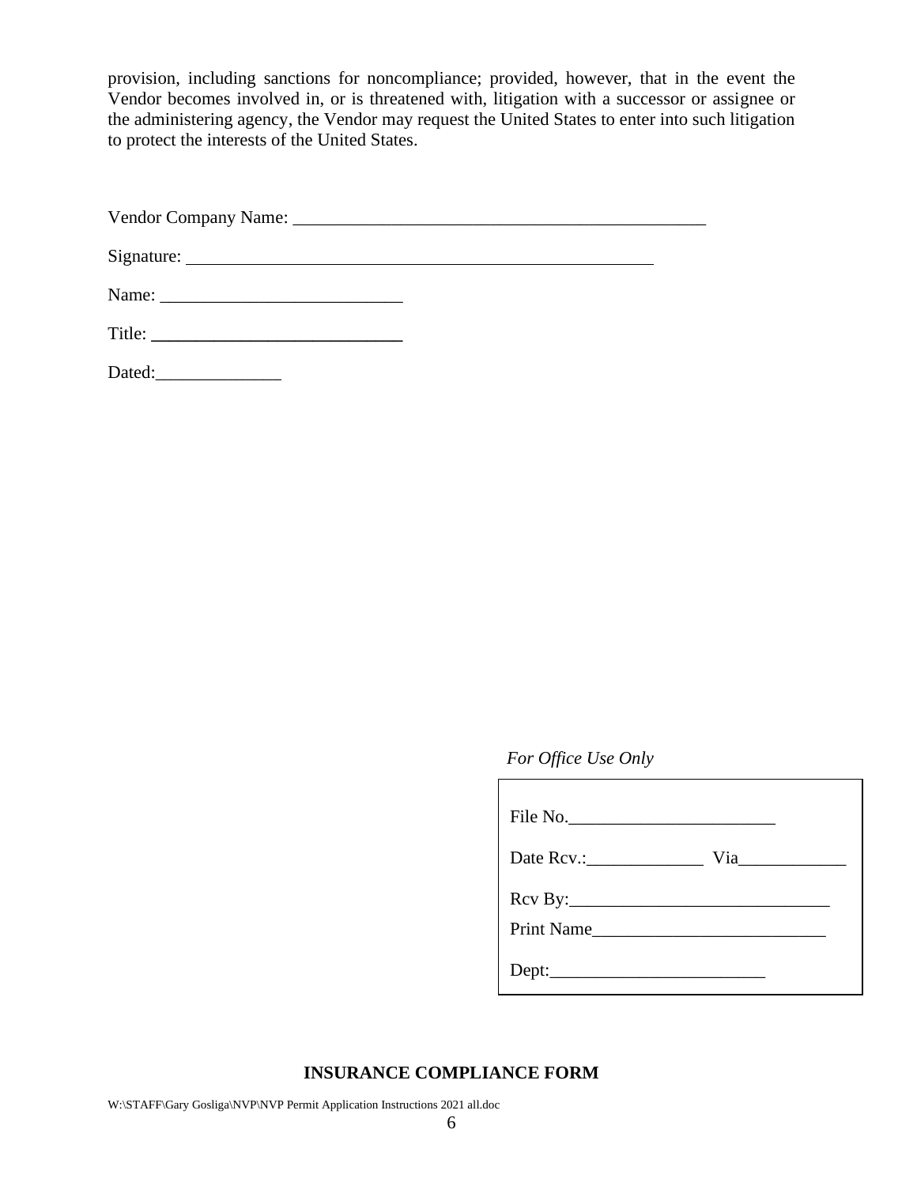provision, including sanctions for noncompliance; provided, however, that in the event the Vendor becomes involved in, or is threatened with, litigation with a successor or assignee or the administering agency, the Vendor may request the United States to enter into such litigation to protect the interests of the United States.

Vendor Company Name: ________________________________________________

Signature: _____________________________________________________

Name: ___________________________

Title: ____________________________

Dated:______________

*For Office Use Only*

File No.______________________

Date Rcv.:_____________ Via____________

Rcv By:____________________________

Print Name__________________________

Dept:_______________________

**INSURANCE COMPLIANCE FORM**

W:\STAFF\Gary Gosliga\NVP\NVP Permit Application Instructions 2021 all.doc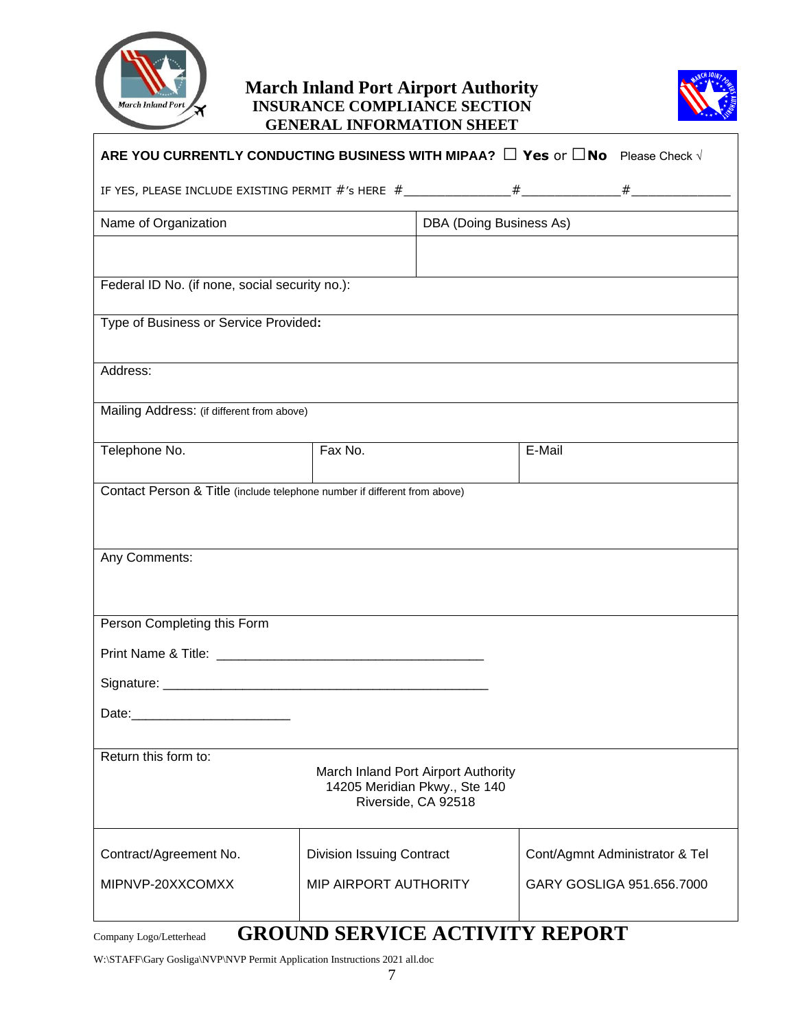# March Inland Port Airport Authority

## INSURANCE COMPLIANCE SECTION

## GENERAL INFORMATION SHEET

**ARE YOU CURRENTLY CONDUCTING BUSINESS WITH MIPAA?** ☐ **Yes** or ☐**No** Please Check √

IF YES, PLEASE INCLUDE EXISTING PERMIT #'s HERE #_______________#______________#______________

| Name of Organization | DBA (Doing Business As) |
|---|---|
| | |

Federal ID No. (if none, social security no.):

Type of Business or Service Provided:

Address:

Mailing Address: (if different from above)

| Telephone No. | Fax No. | E-Mail |
|---|---|---|
| | | |

Contact Person & Title (include telephone number if different from above)

Any Comments:

Person Completing this Form

Print Name & Title: ____________________________________

Signature: ____________________________________________

Date:______________________

Return this form to:

March Inland Port Airport Authority
14205 Meridian Pkwy., Ste 140
Riverside, CA 92518

| Contract/Agreement No. | Division Issuing Contract | Cont/Agmnt Administrator & Tel |
|---|---|---|
| MIPNVP-20XXCOMXX | MIP AIRPORT AUTHORITY | GARY GOSLIGA 951.656.7000 |

Company Logo/Letterhead

# GROUND SERVICE ACTIVITY REPORT

W:\STAFF\Gary Gosliga\NVP\NVP Permit Application Instructions 2021 all.doc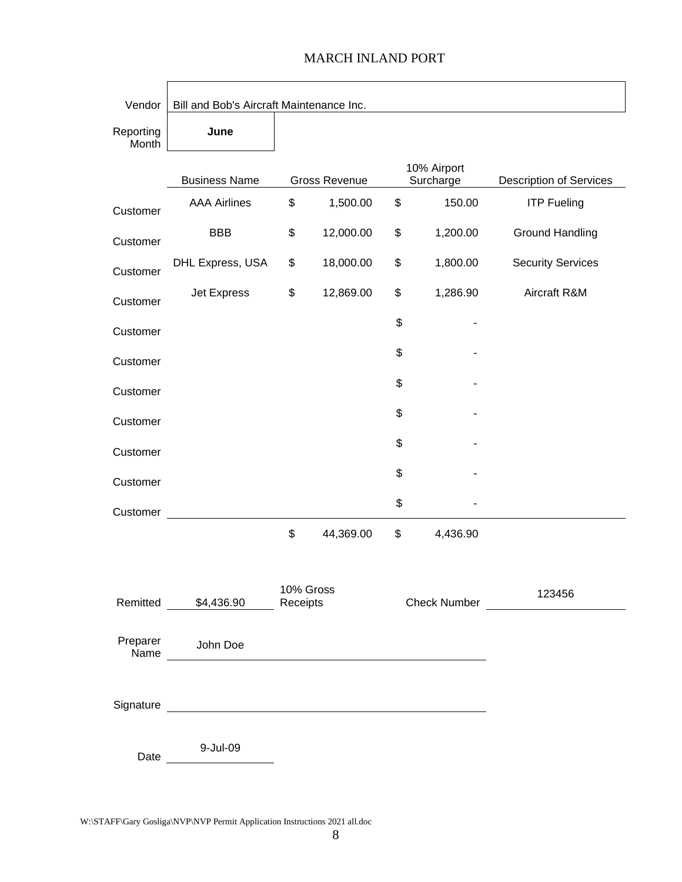# MARCH INLAND PORT

Vendor: Bill and Bob's Aircraft Maintenance Inc.

Reporting Month: **June**

| | Business Name | Gross Revenue | 10% Airport Surcharge | Description of Services |
|---|---|---|---|---|
| Customer | AAA Airlines | $ 1,500.00 | $ 150.00 | ITP Fueling |
| Customer | BBB | $ 12,000.00 | $ 1,200.00 | Ground Handling |
| Customer | DHL Express, USA | $ 18,000.00 | $ 1,800.00 | Security Services |
| Customer | Jet Express | $ 12,869.00 | $ 1,286.90 | Aircraft R&M |
| Customer | | | $ - | |
| Customer | | | $ - | |
| Customer | | | $ - | |
| Customer | | | $ - | |
| Customer | | | $ - | |
| Customer | | | $ - | |
| Customer | | | $ - | |
| | | $ 44,369.00 | $ 4,436.90 | |

Remitted: $4,436.90 10% Gross Receipts

Check Number: 123456

Preparer Name: John Doe

Signature: ______________________

Date: 9-Jul-09

W:\STAFF\Gary Gosliga\NVP\NVP Permit Application Instructions 2021 all.doc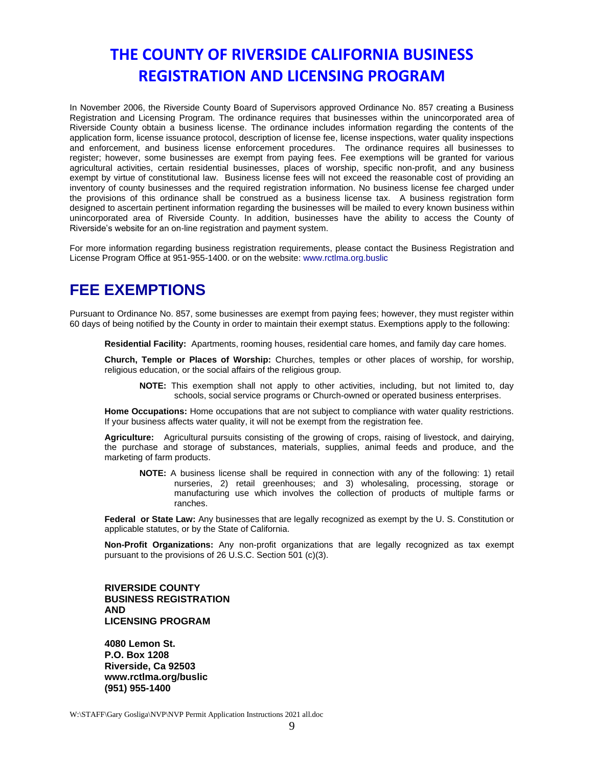# THE COUNTY OF RIVERSIDE CALIFORNIA BUSINESS REGISTRATION AND LICENSING PROGRAM

In November 2006, the Riverside County Board of Supervisors approved Ordinance No. 857 creating a Business Registration and Licensing Program. The ordinance requires that businesses within the unincorporated area of Riverside County obtain a business license. The ordinance includes information regarding the contents of the application form, license issuance protocol, description of license fee, license inspections, water quality inspections and enforcement, and business license enforcement procedures. The ordinance requires all businesses to register; however, some businesses are exempt from paying fees. Fee exemptions will be granted for various agricultural activities, certain residential businesses, places of worship, specific non-profit, and any business exempt by virtue of constitutional law. Business license fees will not exceed the reasonable cost of providing an inventory of county businesses and the required registration information. No business license fee charged under the provisions of this ordinance shall be construed as a business license tax. A business registration form designed to ascertain pertinent information regarding the businesses will be mailed to every known business within unincorporated area of Riverside County. In addition, businesses have the ability to access the County of Riverside's website for an on-line registration and payment system.

For more information regarding business registration requirements, please contact the Business Registration and License Program Office at 951-955-1400. or on the website: www.rctlma.org.buslic

## FEE EXEMPTIONS

Pursuant to Ordinance No. 857, some businesses are exempt from paying fees; however, they must register within 60 days of being notified by the County in order to maintain their exempt status. Exemptions apply to the following:

**Residential Facility:** Apartments, rooming houses, residential care homes, and family day care homes.

**Church, Temple or Places of Worship:** Churches, temples or other places of worship, for worship, religious education, or the social affairs of the religious group.

> **NOTE:** This exemption shall not apply to other activities, including, but not limited to, day schools, social service programs or Church-owned or operated business enterprises.

**Home Occupations:** Home occupations that are not subject to compliance with water quality restrictions. If your business affects water quality, it will not be exempt from the registration fee.

**Agriculture:** Agricultural pursuits consisting of the growing of crops, raising of livestock, and dairying, the purchase and storage of substances, materials, supplies, animal feeds and produce, and the marketing of farm products.

> **NOTE:** A business license shall be required in connection with any of the following: 1) retail nurseries, 2) retail greenhouses; and 3) wholesaling, processing, storage or manufacturing use which involves the collection of products of multiple farms or ranches.

**Federal or State Law:** Any businesses that are legally recognized as exempt by the U. S. Constitution or applicable statutes, or by the State of California.

**Non-Profit Organizations:** Any non-profit organizations that are legally recognized as tax exempt pursuant to the provisions of 26 U.S.C. Section 501 (c)(3).

**RIVERSIDE COUNTY**
**BUSINESS REGISTRATION**
**AND**
**LICENSING PROGRAM**

**4080 Lemon St.**
**P.O. Box 1208**
**Riverside, Ca 92503**
**www.rctlma.org/buslic**
**(951) 955-1400**

W:\STAFF\Gary Gosliga\NVP\NVP Permit Application Instructions 2021 all.doc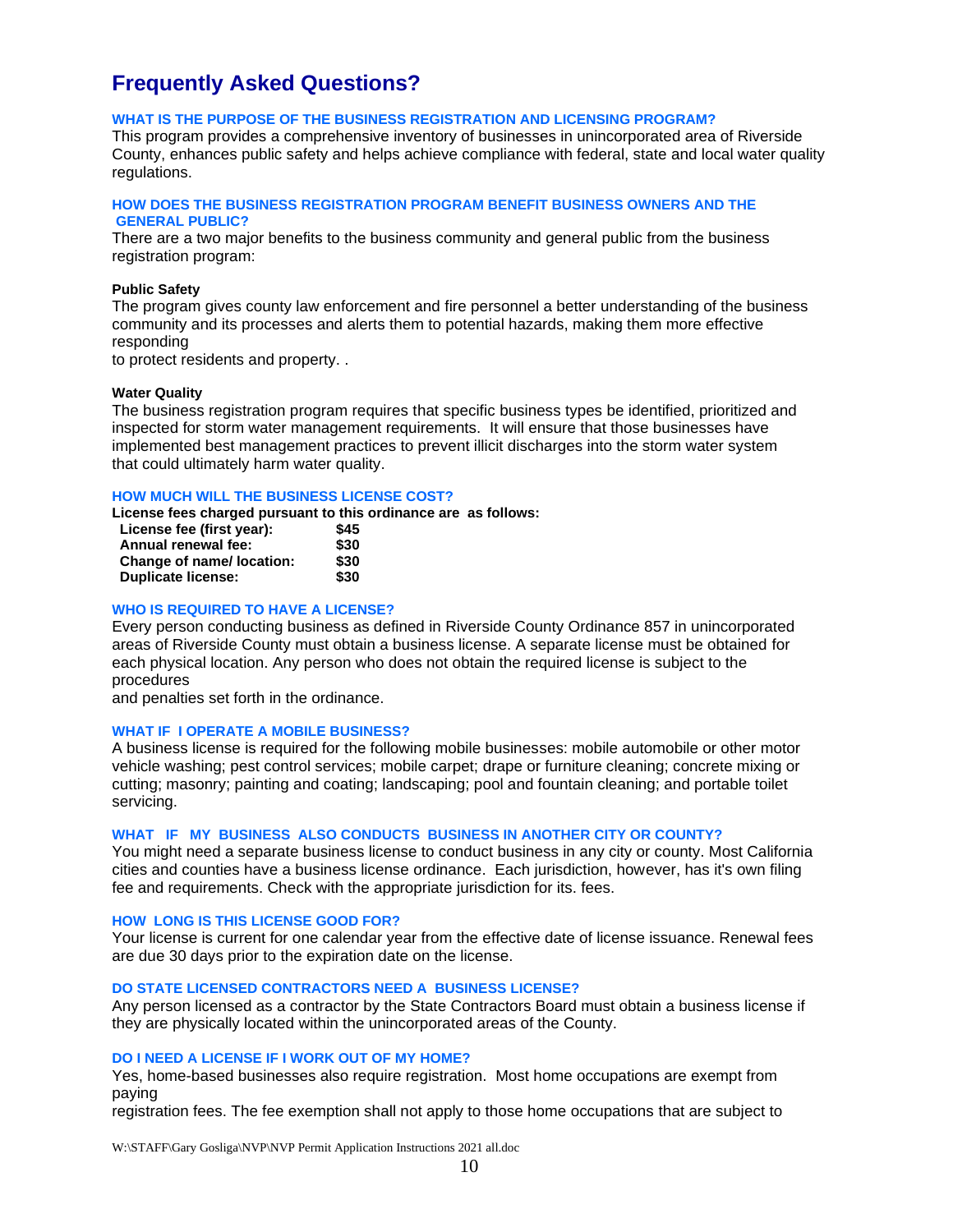# Frequently Asked Questions?

### WHAT IS THE PURPOSE OF THE BUSINESS REGISTRATION AND LICENSING PROGRAM?

This program provides a comprehensive inventory of businesses in unincorporated area of Riverside County, enhances public safety and helps achieve compliance with federal, state and local water quality regulations.

### HOW DOES THE BUSINESS REGISTRATION PROGRAM BENEFIT BUSINESS OWNERS AND THE GENERAL PUBLIC?

There are a two major benefits to the business community and general public from the business registration program:

**Public Safety**

The program gives county law enforcement and fire personnel a better understanding of the business community and its processes and alerts them to potential hazards, making them more effective responding to protect residents and property. .

**Water Quality**

The business registration program requires that specific business types be identified, prioritized and inspected for storm water management requirements. It will ensure that those businesses have implemented best management practices to prevent illicit discharges into the storm water system that could ultimately harm water quality.

### HOW MUCH WILL THE BUSINESS LICENSE COST?

**License fees charged pursuant to this ordinance are as follows:**

| | |
|---|---|
| **License fee (first year):** | **$45** |
| **Annual renewal fee:** | **$30** |
| **Change of name/ location:** | **$30** |
| **Duplicate license:** | **$30** |

### WHO IS REQUIRED TO HAVE A LICENSE?

Every person conducting business as defined in Riverside County Ordinance 857 in unincorporated areas of Riverside County must obtain a business license. A separate license must be obtained for each physical location. Any person who does not obtain the required license is subject to the procedures and penalties set forth in the ordinance.

### WHAT IF I OPERATE A MOBILE BUSINESS?

A business license is required for the following mobile businesses: mobile automobile or other motor vehicle washing; pest control services; mobile carpet; drape or furniture cleaning; concrete mixing or cutting; masonry; painting and coating; landscaping; pool and fountain cleaning; and portable toilet servicing.

### WHAT IF MY BUSINESS ALSO CONDUCTS BUSINESS IN ANOTHER CITY OR COUNTY?

You might need a separate business license to conduct business in any city or county. Most California cities and counties have a business license ordinance. Each jurisdiction, however, has it's own filing fee and requirements. Check with the appropriate jurisdiction for its. fees.

### HOW LONG IS THIS LICENSE GOOD FOR?

Your license is current for one calendar year from the effective date of license issuance. Renewal fees are due 30 days prior to the expiration date on the license.

### DO STATE LICENSED CONTRACTORS NEED A BUSINESS LICENSE?

Any person licensed as a contractor by the State Contractors Board must obtain a business license if they are physically located within the unincorporated areas of the County.

### DO I NEED A LICENSE IF I WORK OUT OF MY HOME?

Yes, home-based businesses also require registration. Most home occupations are exempt from paying registration fees. The fee exemption shall not apply to those home occupations that are subject to

W:\STAFF\Gary Gosliga\NVP\NVP Permit Application Instructions 2021 all.doc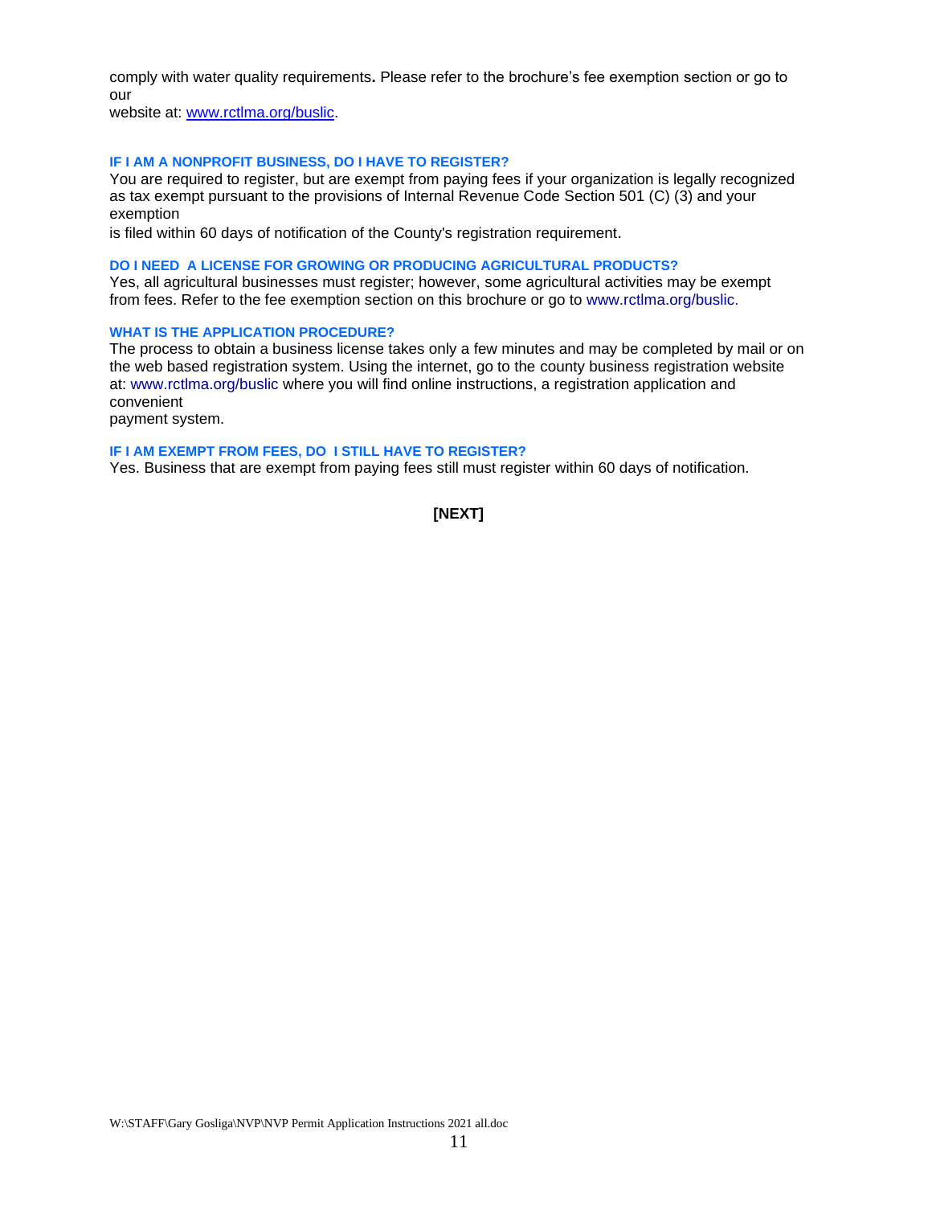comply with water quality requirements**.** Please refer to the brochure's fee exemption section or go to our website at: www.rctlma.org/buslic.

### IF I AM A NONPROFIT BUSINESS, DO I HAVE TO REGISTER?

You are required to register, but are exempt from paying fees if your organization is legally recognized as tax exempt pursuant to the provisions of Internal Revenue Code Section 501 (C) (3) and your exemption is filed within 60 days of notification of the County's registration requirement.

### DO I NEED A LICENSE FOR GROWING OR PRODUCING AGRICULTURAL PRODUCTS?

Yes, all agricultural businesses must register; however, some agricultural activities may be exempt from fees. Refer to the fee exemption section on this brochure or go to www.rctlma.org/buslic.

### WHAT IS THE APPLICATION PROCEDURE?

The process to obtain a business license takes only a few minutes and may be completed by mail or on the web based registration system. Using the internet, go to the county business registration website at: www.rctlma.org/buslic where you will find online instructions, a registration application and convenient payment system.

### IF I AM EXEMPT FROM FEES, DO I STILL HAVE TO REGISTER?

Yes. Business that are exempt from paying fees still must register within 60 days of notification.

**[NEXT]**

W:\STAFF\Gary Gosliga\NVP\NVP Permit Application Instructions 2021 all.doc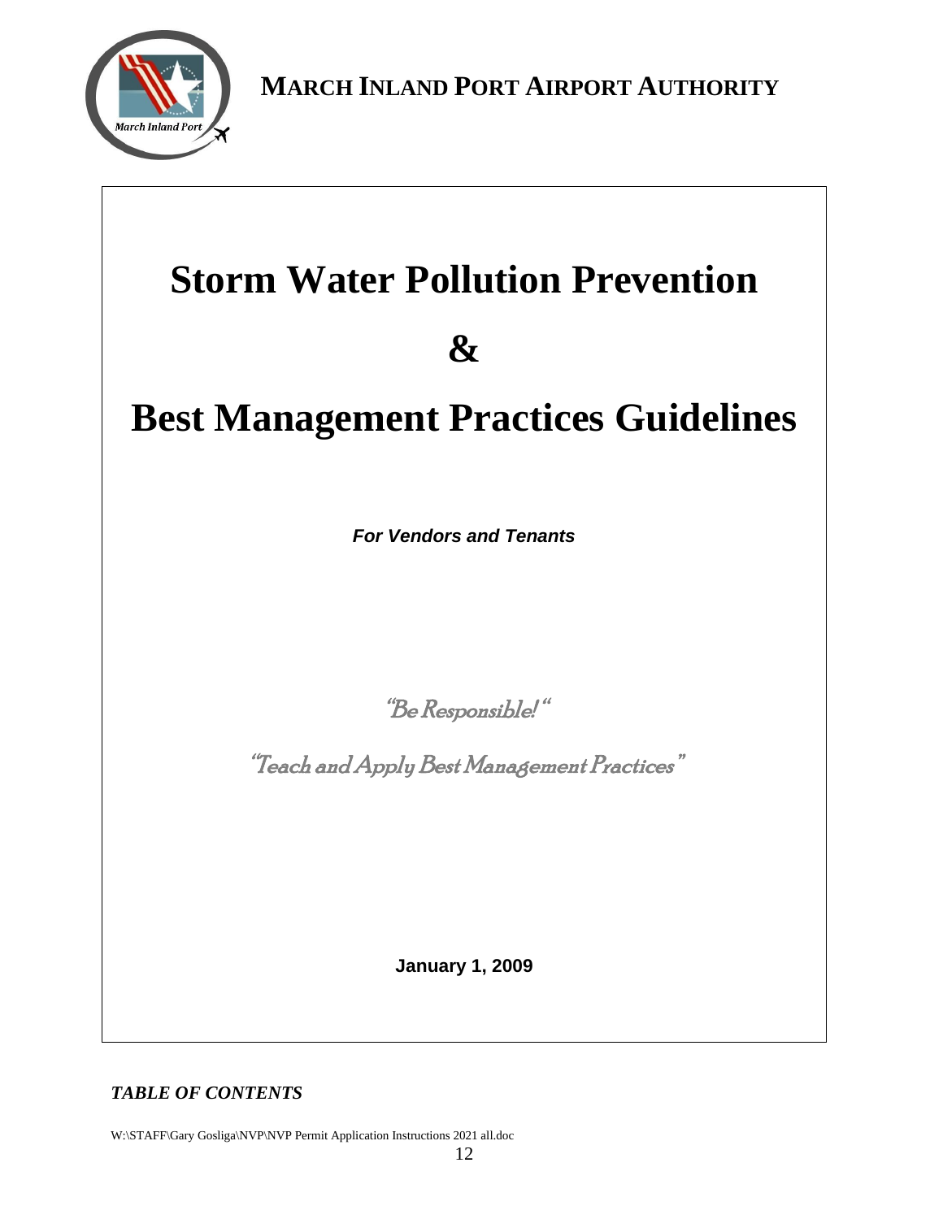**MARCH INLAND PORT AIRPORT AUTHORITY**

# Storm Water Pollution Prevention

# &

# Best Management Practices Guidelines

***For Vendors and Tenants***

"Be Responsible! "

"Teach and Apply Best Management Practices"

**January 1, 2009**

***TABLE OF CONTENTS***

W:\STAFF\Gary Gosliga\NVP\NVP Permit Application Instructions 2021 all.doc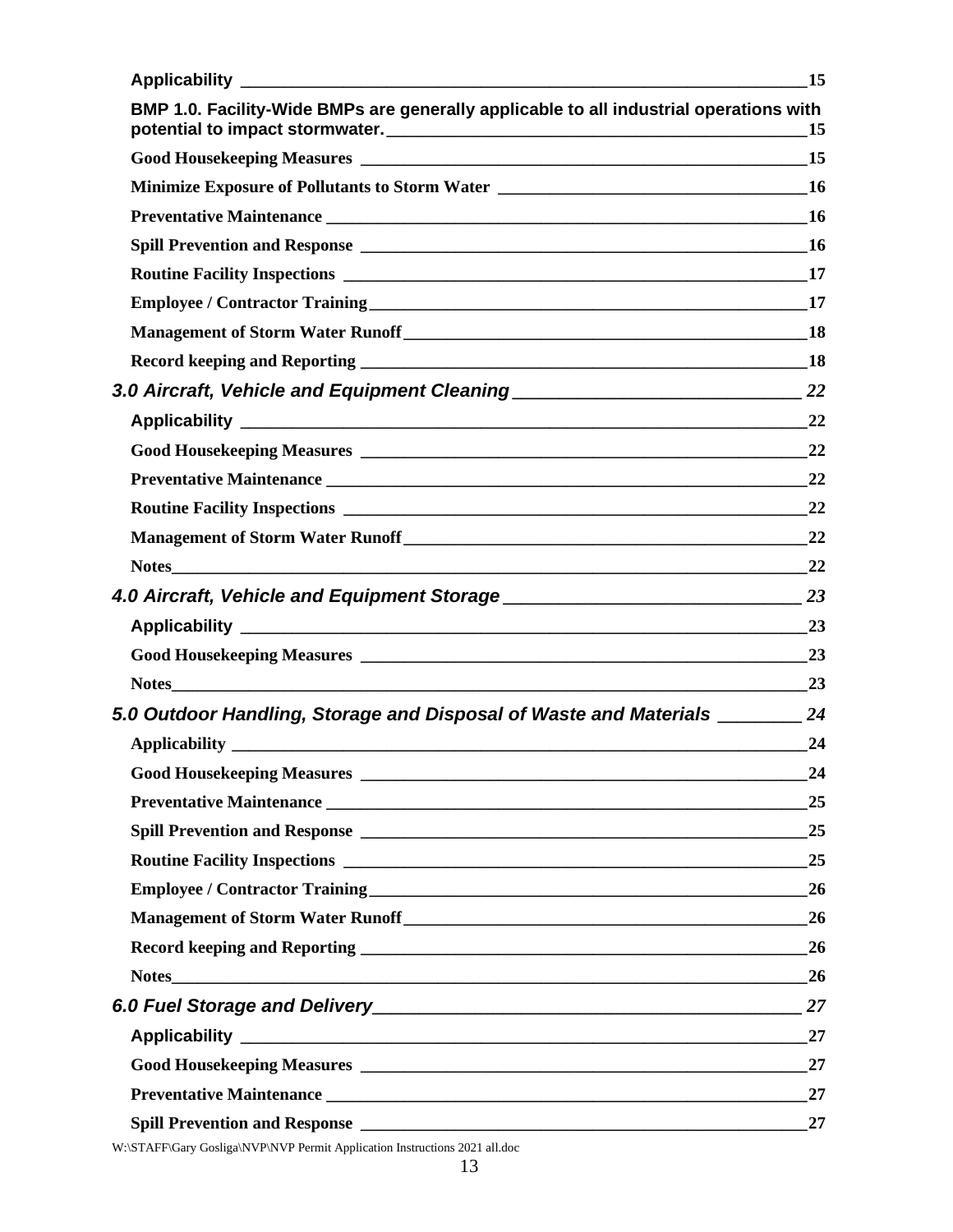**Applicability** _____ 15

**BMP 1.0. Facility-Wide BMPs are generally applicable to all industrial operations with potential to impact stormwater.** _____ 15

**Good Housekeeping Measures** _____ 15

**Minimize Exposure of Pollutants to Storm Water** _____ 16

**Preventative Maintenance** _____ 16

**Spill Prevention and Response** _____ 16

**Routine Facility Inspections** _____ 17

**Employee / Contractor Training** _____ 17

**Management of Storm Water Runoff** _____ 18

**Record keeping and Reporting** _____ 18

***3.0 Aircraft, Vehicle and Equipment Cleaning*** _____ *22*

**Applicability** _____ 22

**Good Housekeeping Measures** _____ 22

**Preventative Maintenance** _____ 22

**Routine Facility Inspections** _____ 22

**Management of Storm Water Runoff** _____ 22

**Notes** _____ 22

***4.0 Aircraft, Vehicle and Equipment Storage*** _____ *23*

**Applicability** _____ 23

**Good Housekeeping Measures** _____ 23

**Notes** _____ 23

***5.0 Outdoor Handling, Storage and Disposal of Waste and Materials*** _____ *24*

**Applicability** _____ 24

**Good Housekeeping Measures** _____ 24

**Preventative Maintenance** _____ 25

**Spill Prevention and Response** _____ 25

**Routine Facility Inspections** _____ 25

**Employee / Contractor Training** _____ 26

**Management of Storm Water Runoff** _____ 26

**Record keeping and Reporting** _____ 26

**Notes** _____ 26

***6.0 Fuel Storage and Delivery*** _____ *27*

**Applicability** _____ 27

**Good Housekeeping Measures** _____ 27

**Preventative Maintenance** _____ 27

**Spill Prevention and Response** _____ 27

W:\STAFF\Gary Gosliga\NVP\NVP Permit Application Instructions 2021 all.doc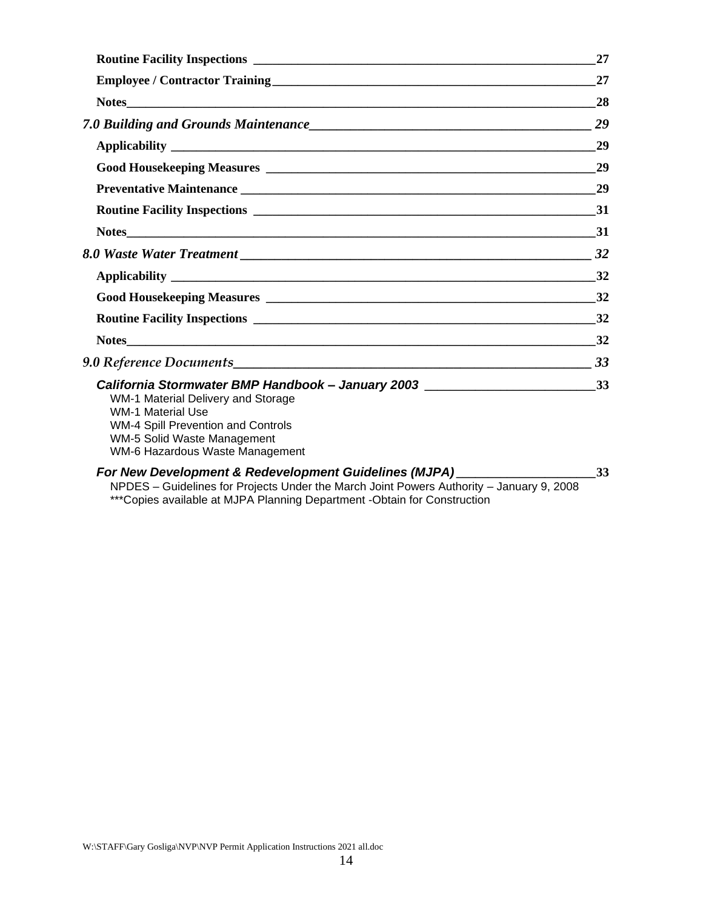**Routine Facility Inspections** ____ 27

**Employee / Contractor Training** ____ 27

**Notes** ____ 28

***7.0 Building and Grounds Maintenance*** ____ *29*

**Applicability** ____ 29

**Good Housekeeping Measures** ____ 29

**Preventative Maintenance** ____ 29

**Routine Facility Inspections** ____ 31

**Notes** ____ 31

***8.0 Waste Water Treatment*** ____ *32*

**Applicability** ____ 32

**Good Housekeeping Measures** ____ 32

**Routine Facility Inspections** ____ 32

**Notes** ____ 32

***9.0 Reference Documents*** ____ *33*

***California Stormwater BMP Handbook – January 2003*** ____ 33

WM-1 Material Delivery and Storage
WM-1 Material Use
WM-4 Spill Prevention and Controls
WM-5 Solid Waste Management
WM-6 Hazardous Waste Management

***For New Development & Redevelopment Guidelines (MJPA)*** ____ 33

NPDES – Guidelines for Projects Under the March Joint Powers Authority – January 9, 2008
***Copies available at MJPA Planning Department -Obtain for Construction

W:\STAFF\Gary Gosliga\NVP\NVP Permit Application Instructions 2021 all.doc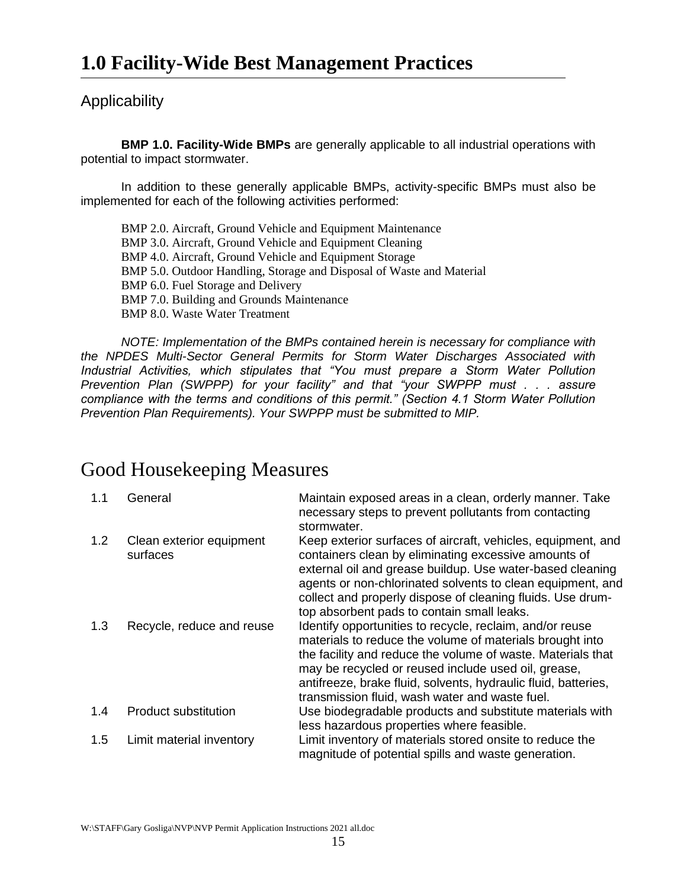# 1.0 Facility-Wide Best Management Practices

## Applicability

**BMP 1.0. Facility-Wide BMPs** are generally applicable to all industrial operations with potential to impact stormwater.

In addition to these generally applicable BMPs, activity-specific BMPs must also be implemented for each of the following activities performed:

BMP 2.0. Aircraft, Ground Vehicle and Equipment Maintenance
BMP 3.0. Aircraft, Ground Vehicle and Equipment Cleaning
BMP 4.0. Aircraft, Ground Vehicle and Equipment Storage
BMP 5.0. Outdoor Handling, Storage and Disposal of Waste and Material
BMP 6.0. Fuel Storage and Delivery
BMP 7.0. Building and Grounds Maintenance
BMP 8.0. Waste Water Treatment

*NOTE: Implementation of the BMPs contained herein is necessary for compliance with the NPDES Multi-Sector General Permits for Storm Water Discharges Associated with Industrial Activities, which stipulates that "You must prepare a Storm Water Pollution Prevention Plan (SWPPP) for your facility" and that "your SWPPP must . . . assure compliance with the terms and conditions of this permit." (Section 4.1 Storm Water Pollution Prevention Plan Requirements). Your SWPPP must be submitted to MIP.*

## Good Housekeeping Measures

| | | |
|---|---|---|
| 1.1 | General | Maintain exposed areas in a clean, orderly manner. Take necessary steps to prevent pollutants from contacting stormwater. |
| 1.2 | Clean exterior equipment surfaces | Keep exterior surfaces of aircraft, vehicles, equipment, and containers clean by eliminating excessive amounts of external oil and grease buildup. Use water-based cleaning agents or non-chlorinated solvents to clean equipment, and collect and properly dispose of cleaning fluids. Use drum-top absorbent pads to contain small leaks. |
| 1.3 | Recycle, reduce and reuse | Identify opportunities to recycle, reclaim, and/or reuse materials to reduce the volume of materials brought into the facility and reduce the volume of waste. Materials that may be recycled or reused include used oil, grease, antifreeze, brake fluid, solvents, hydraulic fluid, batteries, transmission fluid, wash water and waste fuel. |
| 1.4 | Product substitution | Use biodegradable products and substitute materials with less hazardous properties where feasible. |
| 1.5 | Limit material inventory | Limit inventory of materials stored onsite to reduce the magnitude of potential spills and waste generation. |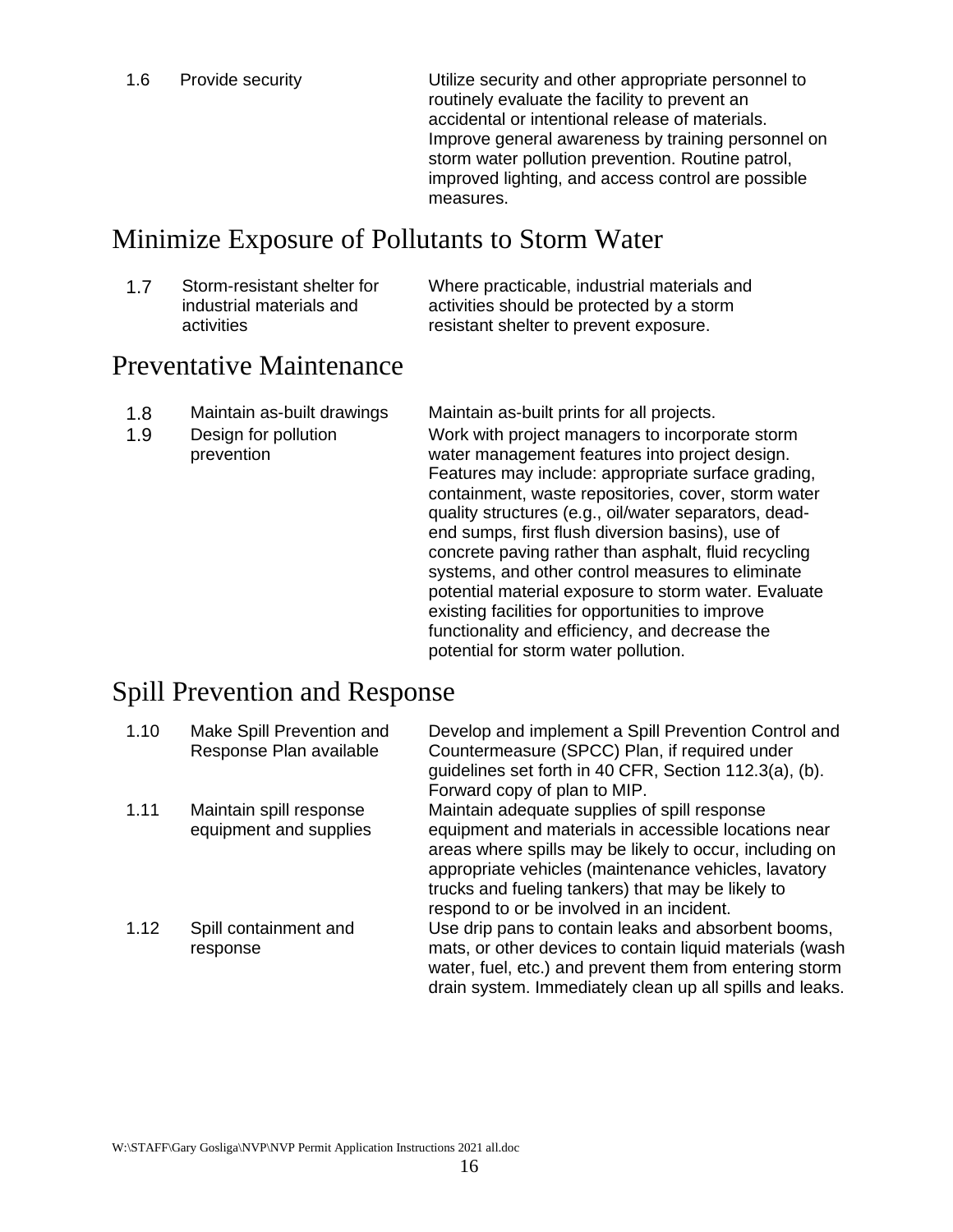| | | |
|---|---|---|
| 1.6 | Provide security | Utilize security and other appropriate personnel to routinely evaluate the facility to prevent an accidental or intentional release of materials. Improve general awareness by training personnel on storm water pollution prevention. Routine patrol, improved lighting, and access control are possible measures. |

## Minimize Exposure of Pollutants to Storm Water

| | | |
|---|---|---|
| 1.7 | Storm-resistant shelter for industrial materials and activities | Where practicable, industrial materials and activities should be protected by a storm resistant shelter to prevent exposure. |

## Preventative Maintenance

| | | |
|---|---|---|
| 1.8 | Maintain as-built drawings | Maintain as-built prints for all projects. |
| 1.9 | Design for pollution prevention | Work with project managers to incorporate storm water management features into project design. Features may include: appropriate surface grading, containment, waste repositories, cover, storm water quality structures (e.g., oil/water separators, dead-end sumps, first flush diversion basins), use of concrete paving rather than asphalt, fluid recycling systems, and other control measures to eliminate potential material exposure to storm water. Evaluate existing facilities for opportunities to improve functionality and efficiency, and decrease the potential for storm water pollution. |

## Spill Prevention and Response

| | | |
|---|---|---|
| 1.10 | Make Spill Prevention and Response Plan available | Develop and implement a Spill Prevention Control and Countermeasure (SPCC) Plan, if required under guidelines set forth in 40 CFR, Section 112.3(a), (b). Forward copy of plan to MIP. |
| 1.11 | Maintain spill response equipment and supplies | Maintain adequate supplies of spill response equipment and materials in accessible locations near areas where spills may be likely to occur, including on appropriate vehicles (maintenance vehicles, lavatory trucks and fueling tankers) that may be likely to respond to or be involved in an incident. |
| 1.12 | Spill containment and response | Use drip pans to contain leaks and absorbent booms, mats, or other devices to contain liquid materials (wash water, fuel, etc.) and prevent them from entering storm drain system. Immediately clean up all spills and leaks. |

W:\STAFF\Gary Gosliga\NVP\NVP Permit Application Instructions 2021 all.doc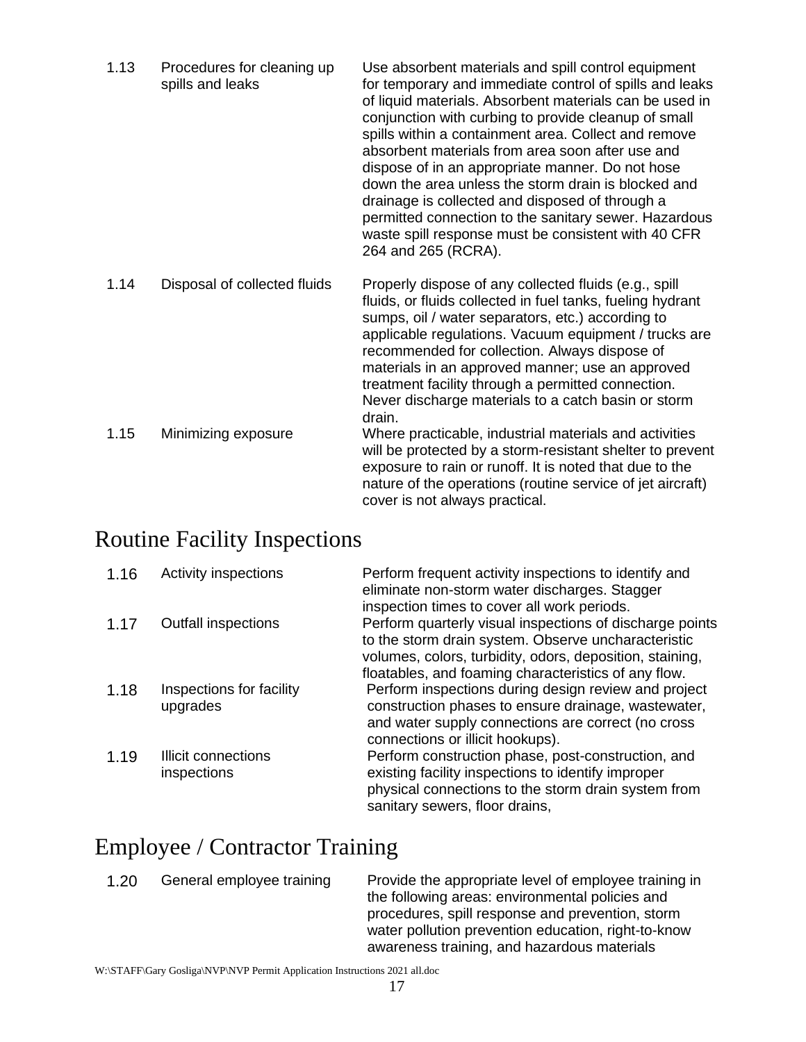| | | |
|---|---|---|
| 1.13 | Procedures for cleaning up spills and leaks | Use absorbent materials and spill control equipment for temporary and immediate control of spills and leaks of liquid materials. Absorbent materials can be used in conjunction with curbing to provide cleanup of small spills within a containment area. Collect and remove absorbent materials from area soon after use and dispose of in an appropriate manner. Do not hose down the area unless the storm drain is blocked and drainage is collected and disposed of through a permitted connection to the sanitary sewer. Hazardous waste spill response must be consistent with 40 CFR 264 and 265 (RCRA). |
| 1.14 | Disposal of collected fluids | Properly dispose of any collected fluids (e.g., spill fluids, or fluids collected in fuel tanks, fueling hydrant sumps, oil / water separators, etc.) according to applicable regulations. Vacuum equipment / trucks are recommended for collection. Always dispose of materials in an approved manner; use an approved treatment facility through a permitted connection. Never discharge materials to a catch basin or storm drain. |
| 1.15 | Minimizing exposure | Where practicable, industrial materials and activities will be protected by a storm-resistant shelter to prevent exposure to rain or runoff. It is noted that due to the nature of the operations (routine service of jet aircraft) cover is not always practical. |

# Routine Facility Inspections

| | | |
|---|---|---|
| 1.16 | Activity inspections | Perform frequent activity inspections to identify and eliminate non-storm water discharges. Stagger inspection times to cover all work periods. |
| 1.17 | Outfall inspections | Perform quarterly visual inspections of discharge points to the storm drain system. Observe uncharacteristic volumes, colors, turbidity, odors, deposition, staining, floatables, and foaming characteristics of any flow. |
| 1.18 | Inspections for facility upgrades | Perform inspections during design review and project construction phases to ensure drainage, wastewater, and water supply connections are correct (no cross connections or illicit hookups). |
| 1.19 | Illicit connections inspections | Perform construction phase, post-construction, and existing facility inspections to identify improper physical connections to the storm drain system from sanitary sewers, floor drains, |

# Employee / Contractor Training

| | | |
|---|---|---|
| 1.20 | General employee training | Provide the appropriate level of employee training in the following areas: environmental policies and procedures, spill response and prevention, storm water pollution prevention education, right-to-know awareness training, and hazardous materials |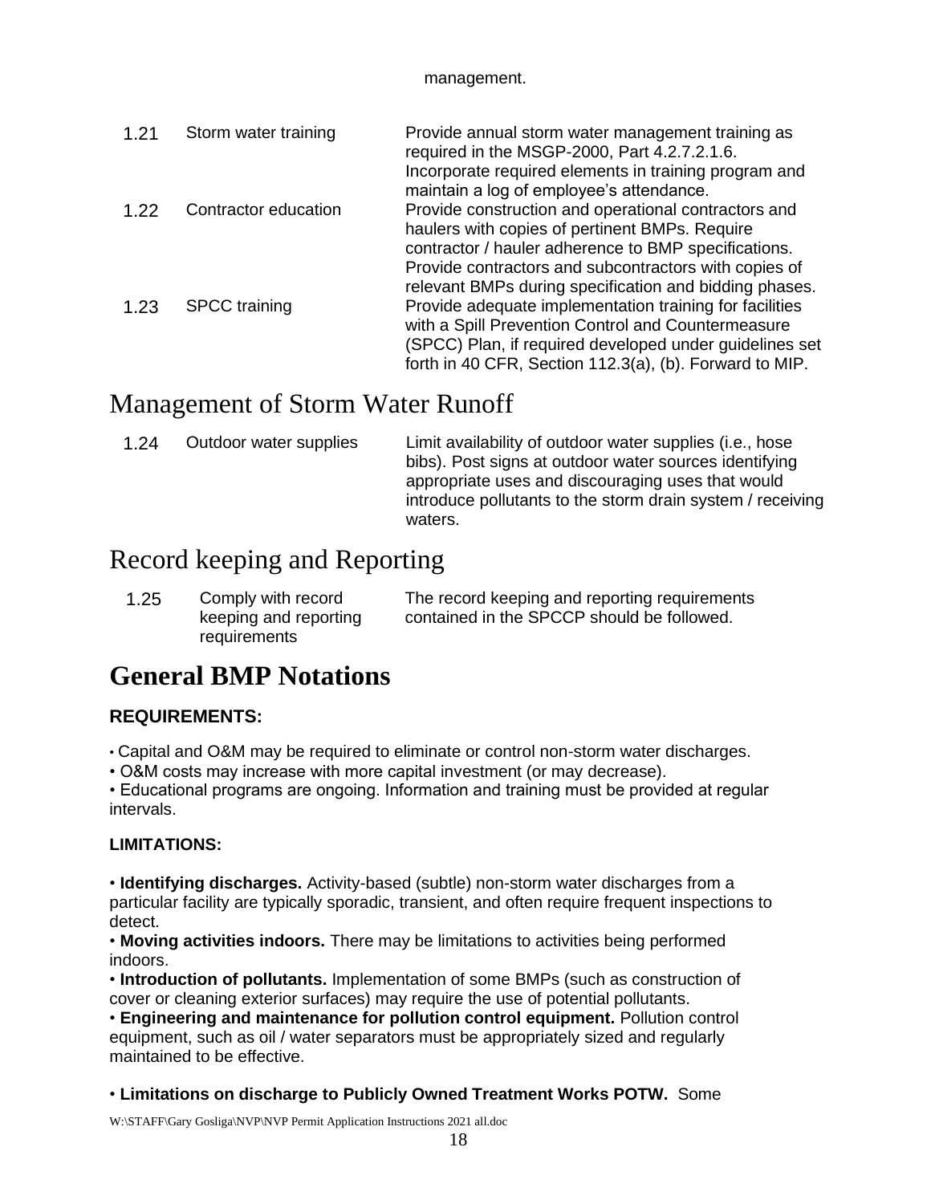management.

| | | |
|---|---|---|
| 1.21 | Storm water training | Provide annual storm water management training as required in the MSGP-2000, Part 4.2.7.2.1.6. Incorporate required elements in training program and maintain a log of employee's attendance. |
| 1.22 | Contractor education | Provide construction and operational contractors and haulers with copies of pertinent BMPs. Require contractor / hauler adherence to BMP specifications. Provide contractors and subcontractors with copies of relevant BMPs during specification and bidding phases. |
| 1.23 | SPCC training | Provide adequate implementation training for facilities with a Spill Prevention Control and Countermeasure (SPCC) Plan, if required developed under guidelines set forth in 40 CFR, Section 112.3(a), (b). Forward to MIP. |

## Management of Storm Water Runoff

| | | |
|---|---|---|
| 1.24 | Outdoor water supplies | Limit availability of outdoor water supplies (i.e., hose bibs). Post signs at outdoor water sources identifying appropriate uses and discouraging uses that would introduce pollutants to the storm drain system / receiving waters. |

## Record keeping and Reporting

| | | |
|---|---|---|
| 1.25 | Comply with record keeping and reporting requirements | The record keeping and reporting requirements contained in the SPCCP should be followed. |

# General BMP Notations

### REQUIREMENTS:

- Capital and O&M may be required to eliminate or control non-storm water discharges.
- O&M costs may increase with more capital investment (or may decrease).
- Educational programs are ongoing. Information and training must be provided at regular intervals.

### LIMITATIONS:

- **Identifying discharges.** Activity-based (subtle) non-storm water discharges from a particular facility are typically sporadic, transient, and often require frequent inspections to detect.
- **Moving activities indoors.** There may be limitations to activities being performed indoors.
- **Introduction of pollutants.** Implementation of some BMPs (such as construction of cover or cleaning exterior surfaces) may require the use of potential pollutants.
- **Engineering and maintenance for pollution control equipment.** Pollution control equipment, such as oil / water separators must be appropriately sized and regularly maintained to be effective.

- **Limitations on discharge to Publicly Owned Treatment Works POTW.** Some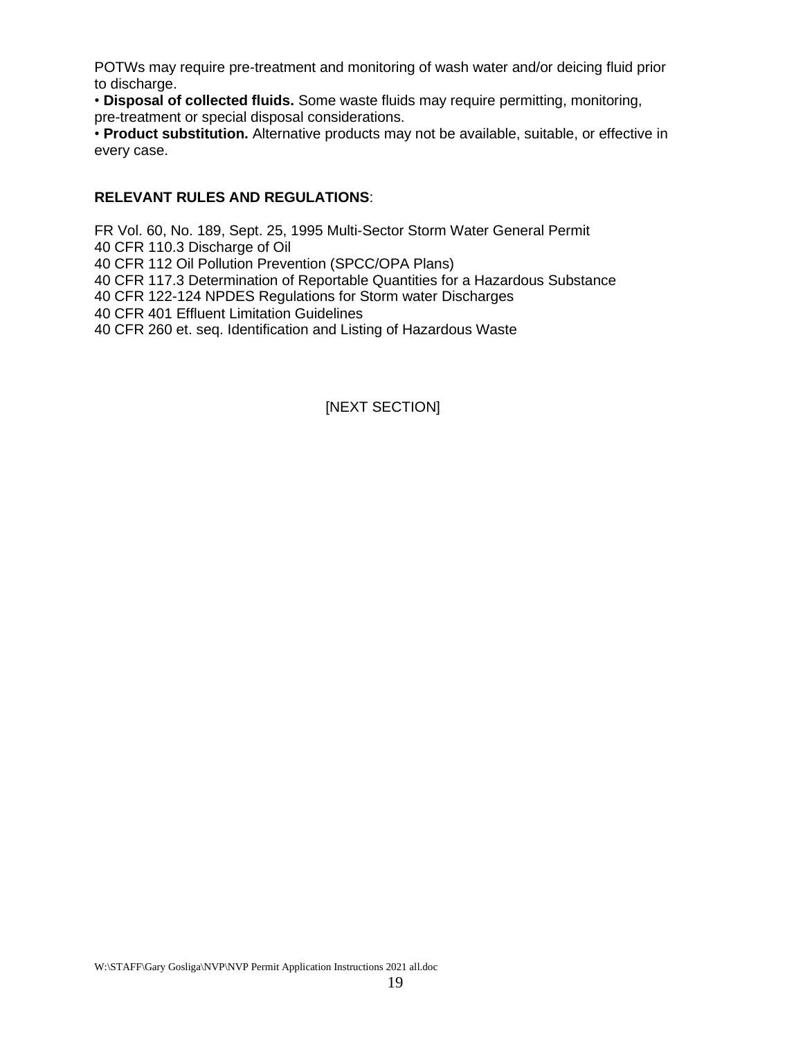POTWs may require pre-treatment and monitoring of wash water and/or deicing fluid prior to discharge.

- **Disposal of collected fluids.** Some waste fluids may require permitting, monitoring, pre-treatment or special disposal considerations.
- **Product substitution.** Alternative products may not be available, suitable, or effective in every case.

**RELEVANT RULES AND REGULATIONS**:

FR Vol. 60, No. 189, Sept. 25, 1995 Multi-Sector Storm Water General Permit
40 CFR 110.3 Discharge of Oil
40 CFR 112 Oil Pollution Prevention (SPCC/OPA Plans)
40 CFR 117.3 Determination of Reportable Quantities for a Hazardous Substance
40 CFR 122-124 NPDES Regulations for Storm water Discharges
40 CFR 401 Effluent Limitation Guidelines
40 CFR 260 et. seq. Identification and Listing of Hazardous Waste

[NEXT SECTION]

W:\STAFF\Gary Gosliga\NVP\NVP Permit Application Instructions 2021 all.doc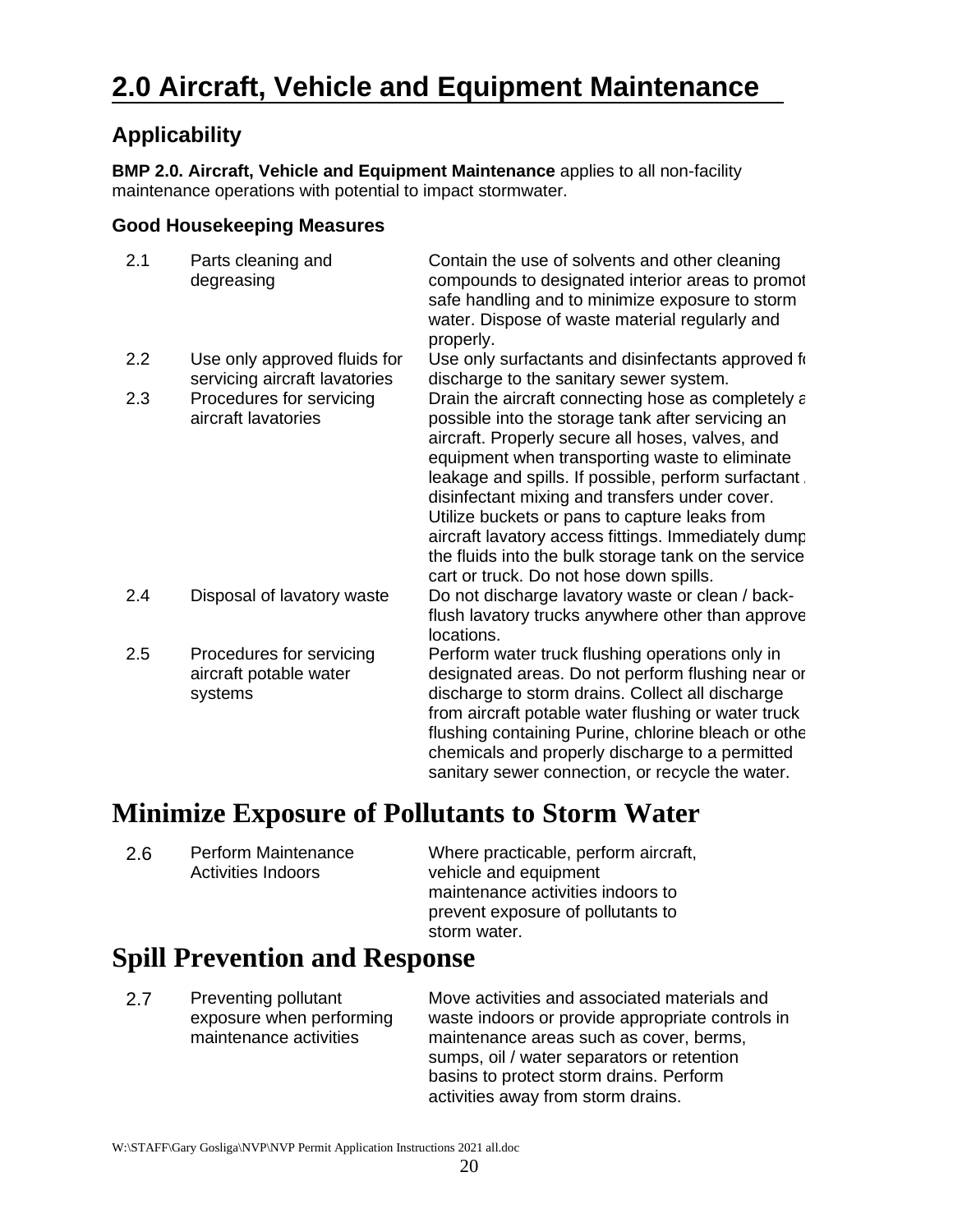# 2.0 Aircraft, Vehicle and Equipment Maintenance

## Applicability

**BMP 2.0. Aircraft, Vehicle and Equipment Maintenance** applies to all non-facility maintenance operations with potential to impact stormwater.

### Good Housekeeping Measures

| | | |
|---|---|---|
| 2.1 | Parts cleaning and degreasing | Contain the use of solvents and other cleaning compounds to designated interior areas to promot safe handling and to minimize exposure to storm water. Dispose of waste material regularly and properly. |
| 2.2 | Use only approved fluids for servicing aircraft lavatories | Use only surfactants and disinfectants approved f discharge to the sanitary sewer system. |
| 2.3 | Procedures for servicing aircraft lavatories | Drain the aircraft connecting hose as completely a possible into the storage tank after servicing an aircraft. Properly secure all hoses, valves, and equipment when transporting waste to eliminate leakage and spills. If possible, perform surfactant disinfectant mixing and transfers under cover. Utilize buckets or pans to capture leaks from aircraft lavatory access fittings. Immediately dump the fluids into the bulk storage tank on the service cart or truck. Do not hose down spills. |
| 2.4 | Disposal of lavatory waste | Do not discharge lavatory waste or clean / back-flush lavatory trucks anywhere other than approve locations. |
| 2.5 | Procedures for servicing aircraft potable water systems | Perform water truck flushing operations only in designated areas. Do not perform flushing near or discharge to storm drains. Collect all discharge from aircraft potable water flushing or water truck flushing containing Purine, chlorine bleach or othe chemicals and properly discharge to a permitted sanitary sewer connection, or recycle the water. |

# Minimize Exposure of Pollutants to Storm Water

| | | |
|---|---|---|
| 2.6 | Perform Maintenance Activities Indoors | Where practicable, perform aircraft, vehicle and equipment maintenance activities indoors to prevent exposure of pollutants to storm water. |

# Spill Prevention and Response

| | | |
|---|---|---|
| 2.7 | Preventing pollutant exposure when performing maintenance activities | Move activities and associated materials and waste indoors or provide appropriate controls in maintenance areas such as cover, berms, sumps, oil / water separators or retention basins to protect storm drains. Perform activities away from storm drains. |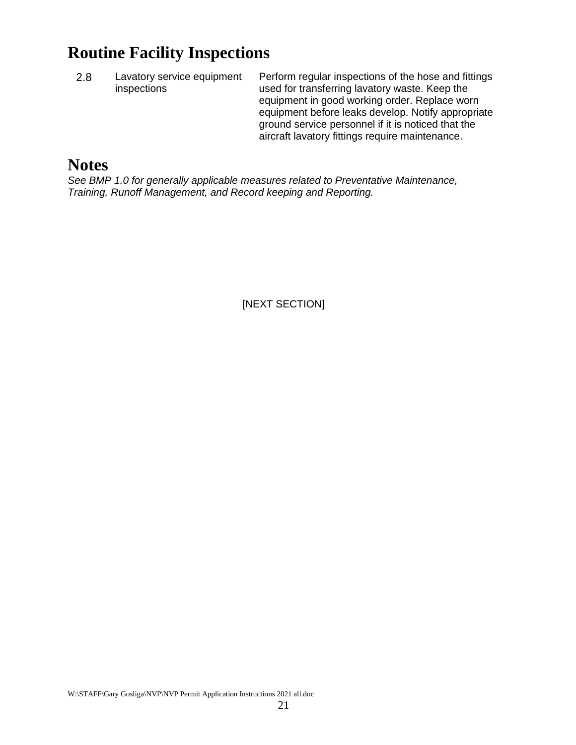## Routine Facility Inspections

| | | |
|---|---|---|
| 2.8 | Lavatory service equipment inspections | Perform regular inspections of the hose and fittings used for transferring lavatory waste. Keep the equipment in good working order. Replace worn equipment before leaks develop. Notify appropriate ground service personnel if it is noticed that the aircraft lavatory fittings require maintenance. |

## Notes

*See BMP 1.0 for generally applicable measures related to Preventative Maintenance, Training, Runoff Management, and Record keeping and Reporting.*

[NEXT SECTION]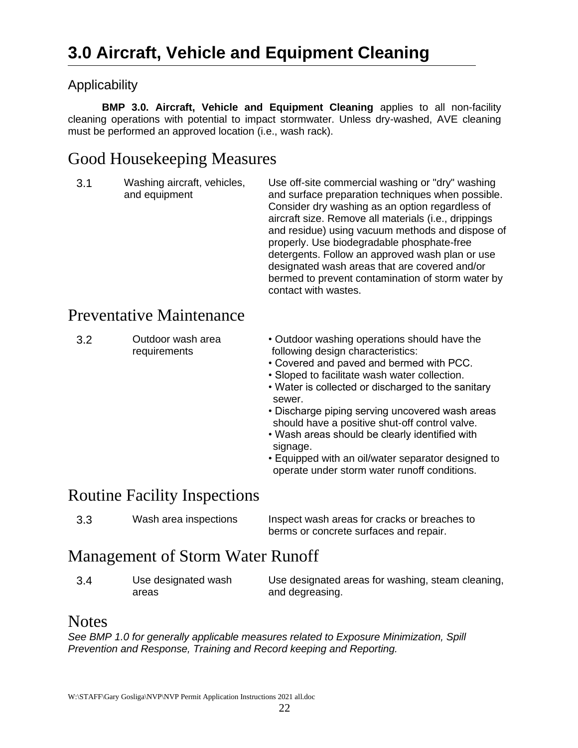# 3.0 Aircraft, Vehicle and Equipment Cleaning

## Applicability

**BMP 3.0. Aircraft, Vehicle and Equipment Cleaning** applies to all non-facility cleaning operations with potential to impact stormwater. Unless dry-washed, AVE cleaning must be performed an approved location (i.e., wash rack).

## Good Housekeeping Measures

| | | |
|---|---|---|
| 3.1 | Washing aircraft, vehicles, and equipment | Use off-site commercial washing or "dry" washing and surface preparation techniques when possible. Consider dry washing as an option regardless of aircraft size. Remove all materials (i.e., drippings and residue) using vacuum methods and dispose of properly. Use biodegradable phosphate-free detergents. Follow an approved wash plan or use designated wash areas that are covered and/or bermed to prevent contamination of storm water by contact with wastes. |

## Preventative Maintenance

| | | |
|---|---|---|
| 3.2 | Outdoor wash area requirements | • Outdoor washing operations should have the following design characteristics:<br>• Covered and paved and bermed with PCC.<br>• Sloped to facilitate wash water collection.<br>• Water is collected or discharged to the sanitary sewer.<br>• Discharge piping serving uncovered wash areas should have a positive shut-off control valve.<br>• Wash areas should be clearly identified with signage.<br>• Equipped with an oil/water separator designed to operate under storm water runoff conditions. |

## Routine Facility Inspections

| | | |
|---|---|---|
| 3.3 | Wash area inspections | Inspect wash areas for cracks or breaches to berms or concrete surfaces and repair. |

## Management of Storm Water Runoff

| | | |
|---|---|---|
| 3.4 | Use designated wash areas | Use designated areas for washing, steam cleaning, and degreasing. |

## Notes

*See BMP 1.0 for generally applicable measures related to Exposure Minimization, Spill Prevention and Response, Training and Record keeping and Reporting.*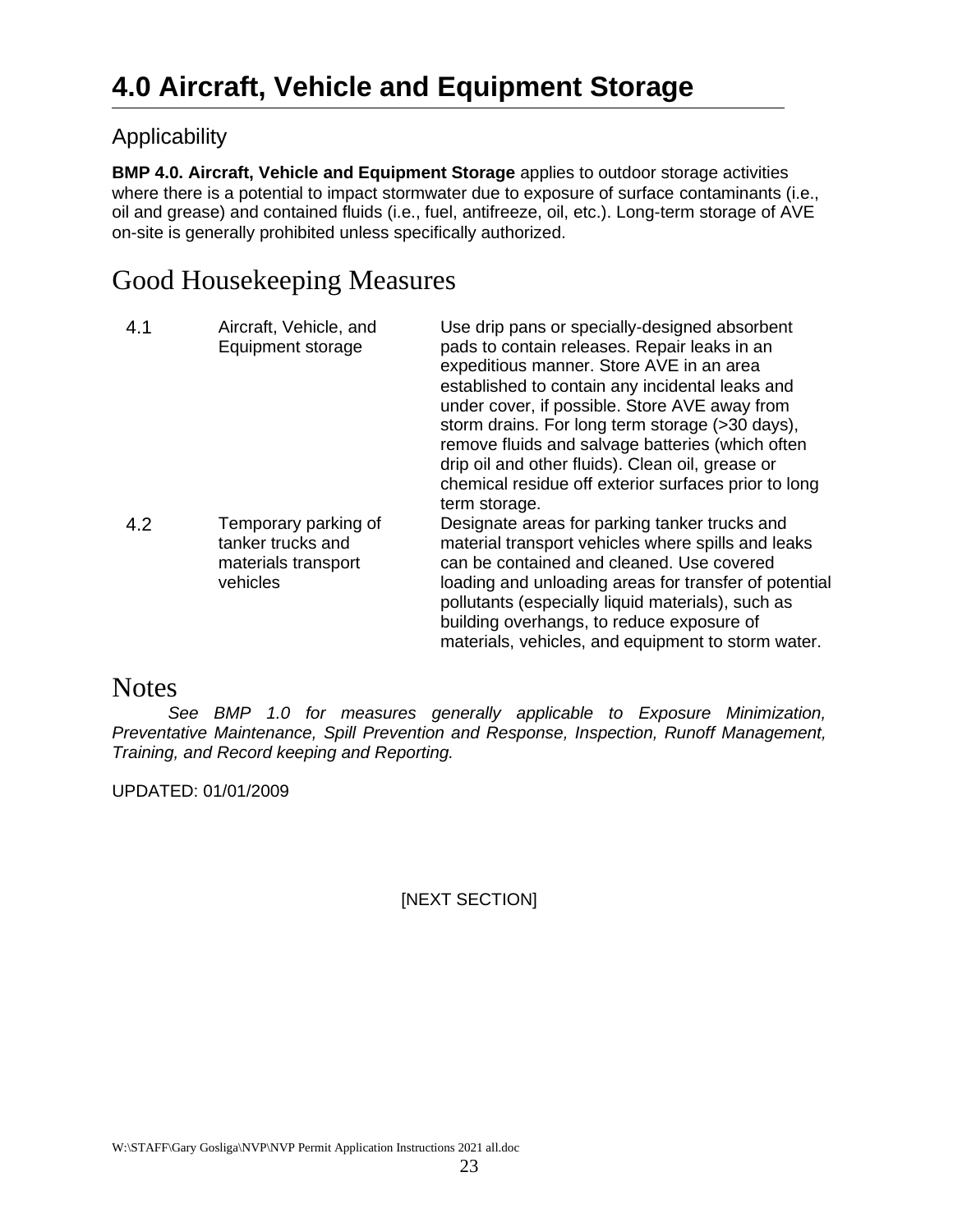# 4.0 Aircraft, Vehicle and Equipment Storage

## Applicability

**BMP 4.0. Aircraft, Vehicle and Equipment Storage** applies to outdoor storage activities where there is a potential to impact stormwater due to exposure of surface contaminants (i.e., oil and grease) and contained fluids (i.e., fuel, antifreeze, oil, etc.). Long-term storage of AVE on-site is generally prohibited unless specifically authorized.

## Good Housekeeping Measures

| | | |
|---|---|---|
| 4.1 | Aircraft, Vehicle, and Equipment storage | Use drip pans or specially-designed absorbent pads to contain releases. Repair leaks in an expeditious manner. Store AVE in an area established to contain any incidental leaks and under cover, if possible. Store AVE away from storm drains. For long term storage (>30 days), remove fluids and salvage batteries (which often drip oil and other fluids). Clean oil, grease or chemical residue off exterior surfaces prior to long term storage. |
| 4.2 | Temporary parking of tanker trucks and materials transport vehicles | Designate areas for parking tanker trucks and material transport vehicles where spills and leaks can be contained and cleaned. Use covered loading and unloading areas for transfer of potential pollutants (especially liquid materials), such as building overhangs, to reduce exposure of materials, vehicles, and equipment to storm water. |

## Notes

*See BMP 1.0 for measures generally applicable to Exposure Minimization, Preventative Maintenance, Spill Prevention and Response, Inspection, Runoff Management, Training, and Record keeping and Reporting.*

UPDATED: 01/01/2009

[NEXT SECTION]

W:\STAFF\Gary Gosliga\NVP\NVP Permit Application Instructions 2021 all.doc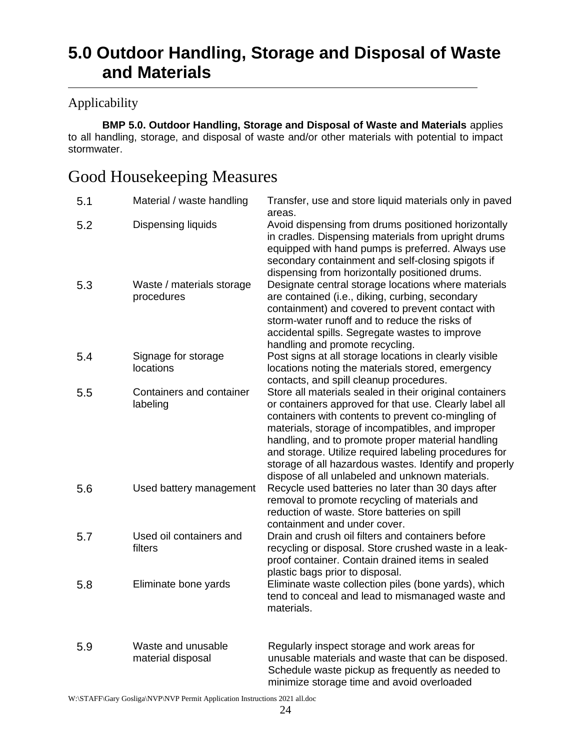# 5.0 Outdoor Handling, Storage and Disposal of Waste and Materials

## Applicability

**BMP 5.0. Outdoor Handling, Storage and Disposal of Waste and Materials** applies to all handling, storage, and disposal of waste and/or other materials with potential to impact stormwater.

# Good Housekeeping Measures

| | | |
|---|---|---|
| 5.1 | Material / waste handling | Transfer, use and store liquid materials only in paved areas. |
| 5.2 | Dispensing liquids | Avoid dispensing from drums positioned horizontally in cradles. Dispensing materials from upright drums equipped with hand pumps is preferred. Always use secondary containment and self-closing spigots if dispensing from horizontally positioned drums. |
| 5.3 | Waste / materials storage procedures | Designate central storage locations where materials are contained (i.e., diking, curbing, secondary containment) and covered to prevent contact with storm-water runoff and to reduce the risks of accidental spills. Segregate wastes to improve handling and promote recycling. |
| 5.4 | Signage for storage locations | Post signs at all storage locations in clearly visible locations noting the materials stored, emergency contacts, and spill cleanup procedures. |
| 5.5 | Containers and container labeling | Store all materials sealed in their original containers or containers approved for that use. Clearly label all containers with contents to prevent co-mingling of materials, storage of incompatibles, and improper handling, and to promote proper material handling and storage. Utilize required labeling procedures for storage of all hazardous wastes. Identify and properly dispose of all unlabeled and unknown materials. |
| 5.6 | Used battery management | Recycle used batteries no later than 30 days after removal to promote recycling of materials and reduction of waste. Store batteries on spill containment and under cover. |
| 5.7 | Used oil containers and filters | Drain and crush oil filters and containers before recycling or disposal. Store crushed waste in a leak-proof container. Contain drained items in sealed plastic bags prior to disposal. |
| 5.8 | Eliminate bone yards | Eliminate waste collection piles (bone yards), which tend to conceal and lead to mismanaged waste and materials. |
| 5.9 | Waste and unusable material disposal | Regularly inspect storage and work areas for unusable materials and waste that can be disposed. Schedule waste pickup as frequently as needed to minimize storage time and avoid overloaded |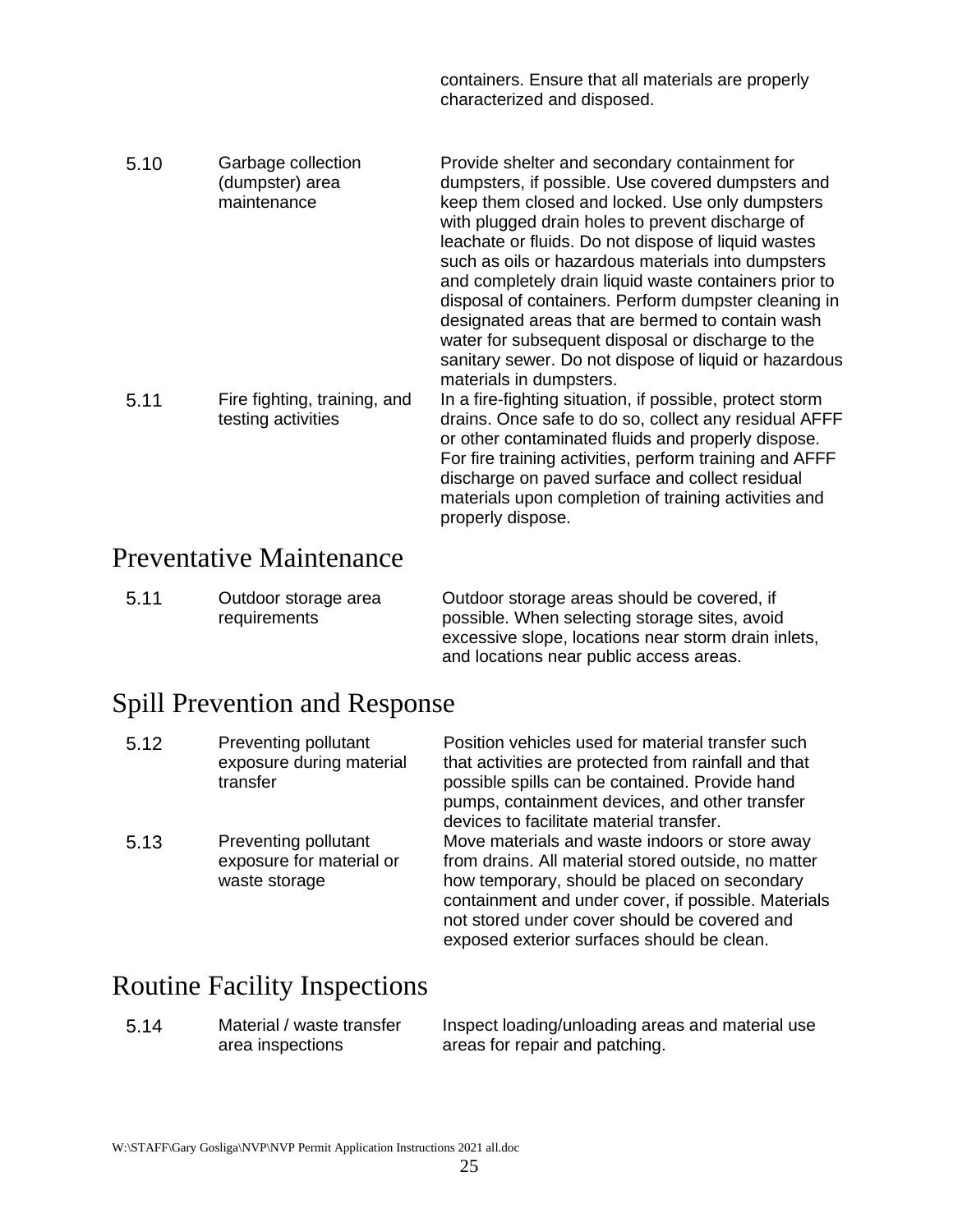containers. Ensure that all materials are properly characterized and disposed.

| | | |
|---|---|---|
| 5.10 | Garbage collection (dumpster) area maintenance | Provide shelter and secondary containment for dumpsters, if possible. Use covered dumpsters and keep them closed and locked. Use only dumpsters with plugged drain holes to prevent discharge of leachate or fluids. Do not dispose of liquid wastes such as oils or hazardous materials into dumpsters and completely drain liquid waste containers prior to disposal of containers. Perform dumpster cleaning in designated areas that are bermed to contain wash water for subsequent disposal or discharge to the sanitary sewer. Do not dispose of liquid or hazardous materials in dumpsters. |
| 5.11 | Fire fighting, training, and testing activities | In a fire-fighting situation, if possible, protect storm drains. Once safe to do so, collect any residual AFFF or other contaminated fluids and properly dispose. For fire training activities, perform training and AFFF discharge on paved surface and collect residual materials upon completion of training activities and properly dispose. |

## Preventative Maintenance

| | | |
|---|---|---|
| 5.11 | Outdoor storage area requirements | Outdoor storage areas should be covered, if possible. When selecting storage sites, avoid excessive slope, locations near storm drain inlets, and locations near public access areas. |

## Spill Prevention and Response

| | | |
|---|---|---|
| 5.12 | Preventing pollutant exposure during material transfer | Position vehicles used for material transfer such that activities are protected from rainfall and that possible spills can be contained. Provide hand pumps, containment devices, and other transfer devices to facilitate material transfer. |
| 5.13 | Preventing pollutant exposure for material or waste storage | Move materials and waste indoors or store away from drains. All material stored outside, no matter how temporary, should be placed on secondary containment and under cover, if possible. Materials not stored under cover should be covered and exposed exterior surfaces should be clean. |

## Routine Facility Inspections

| | | |
|---|---|---|
| 5.14 | Material / waste transfer area inspections | Inspect loading/unloading areas and material use areas for repair and patching. |

W:\STAFF\Gary Gosliga\NVP\NVP Permit Application Instructions 2021 all.doc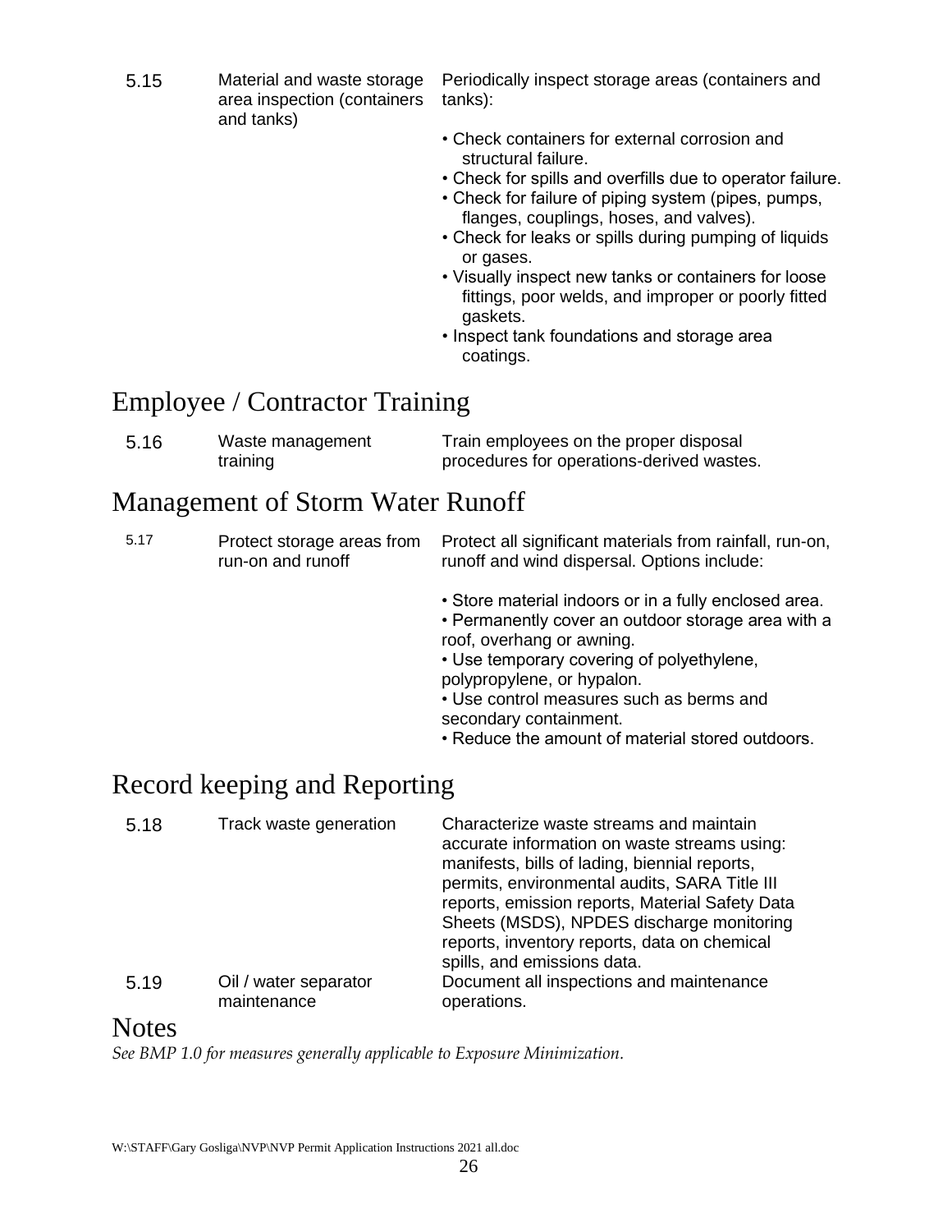| 5.15 | Material and waste storage area inspection (containers and tanks) | Periodically inspect storage areas (containers and tanks):<br><br>• Check containers for external corrosion and structural failure.<br>• Check for spills and overfills due to operator failure.<br>• Check for failure of piping system (pipes, pumps, flanges, couplings, hoses, and valves).<br>• Check for leaks or spills during pumping of liquids or gases.<br>• Visually inspect new tanks or containers for loose fittings, poor welds, and improper or poorly fitted gaskets.<br>• Inspect tank foundations and storage area coatings. |
|---|---|---|

# Employee / Contractor Training

| 5.16 | Waste management training | Train employees on the proper disposal procedures for operations-derived wastes. |
|---|---|---|

# Management of Storm Water Runoff

| 5.17 | Protect storage areas from run-on and runoff | Protect all significant materials from rainfall, run-on, runoff and wind dispersal. Options include:<br><br>• Store material indoors or in a fully enclosed area.<br>• Permanently cover an outdoor storage area with a roof, overhang or awning.<br>• Use temporary covering of polyethylene, polypropylene, or hypalon.<br>• Use control measures such as berms and secondary containment.<br>• Reduce the amount of material stored outdoors. |
|---|---|---|

# Record keeping and Reporting

| 5.18 | Track waste generation | Characterize waste streams and maintain accurate information on waste streams using: manifests, bills of lading, biennial reports, permits, environmental audits, SARA Title III reports, emission reports, Material Safety Data Sheets (MSDS), NPDES discharge monitoring reports, inventory reports, data on chemical spills, and emissions data. |
|---|---|---|
| 5.19 | Oil / water separator maintenance | Document all inspections and maintenance operations. |

# Notes

*See BMP 1.0 for measures generally applicable to Exposure Minimization.*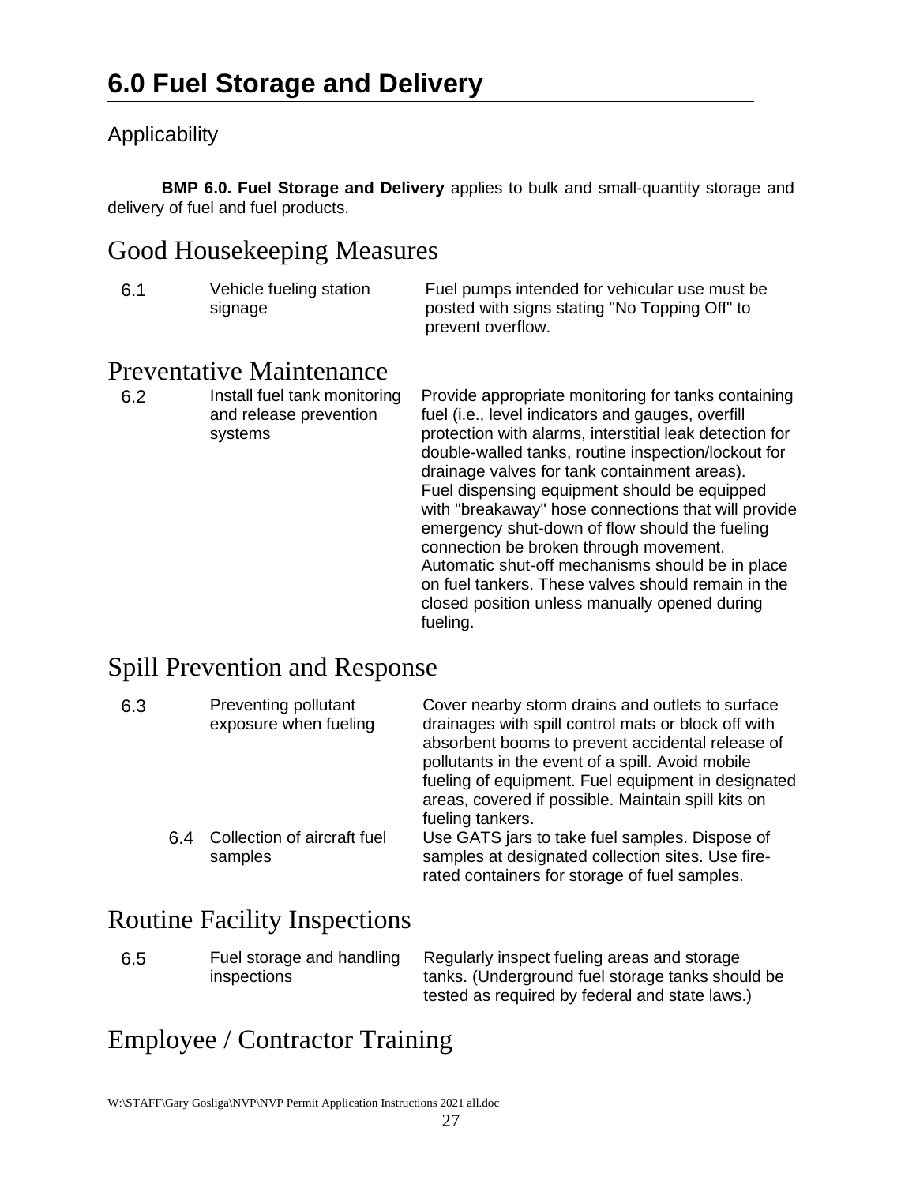# 6.0 Fuel Storage and Delivery

## Applicability

**BMP 6.0. Fuel Storage and Delivery** applies to bulk and small-quantity storage and delivery of fuel and fuel products.

## Good Housekeeping Measures

| | | |
|---|---|---|
| 6.1 | Vehicle fueling station signage | Fuel pumps intended for vehicular use must be posted with signs stating "No Topping Off" to prevent overflow. |

## Preventative Maintenance

| | | |
|---|---|---|
| 6.2 | Install fuel tank monitoring and release prevention systems | Provide appropriate monitoring for tanks containing fuel (i.e., level indicators and gauges, overfill protection with alarms, interstitial leak detection for double-walled tanks, routine inspection/lockout for drainage valves for tank containment areas). Fuel dispensing equipment should be equipped with "breakaway" hose connections that will provide emergency shut-down of flow should the fueling connection be broken through movement. Automatic shut-off mechanisms should be in place on fuel tankers. These valves should remain in the closed position unless manually opened during fueling. |

## Spill Prevention and Response

| | | |
|---|---|---|
| 6.3 | Preventing pollutant exposure when fueling | Cover nearby storm drains and outlets to surface drainages with spill control mats or block off with absorbent booms to prevent accidental release of pollutants in the event of a spill. Avoid mobile fueling of equipment. Fuel equipment in designated areas, covered if possible. Maintain spill kits on fueling tankers. |
| 6.4 | Collection of aircraft fuel samples | Use GATS jars to take fuel samples. Dispose of samples at designated collection sites. Use fire-rated containers for storage of fuel samples. |

## Routine Facility Inspections

| | | |
|---|---|---|
| 6.5 | Fuel storage and handling inspections | Regularly inspect fueling areas and storage tanks. (Underground fuel storage tanks should be tested as required by federal and state laws.) |

## Employee / Contractor Training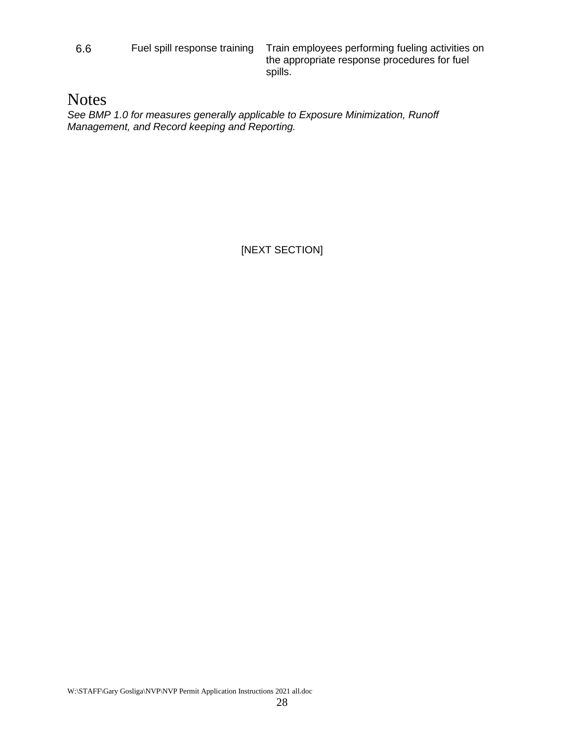| 6.6 | Fuel spill response training | Train employees performing fueling activities on the appropriate response procedures for fuel spills. |
|---|---|---|

# Notes

*See BMP 1.0 for measures generally applicable to Exposure Minimization, Runoff Management, and Record keeping and Reporting.*

[NEXT SECTION]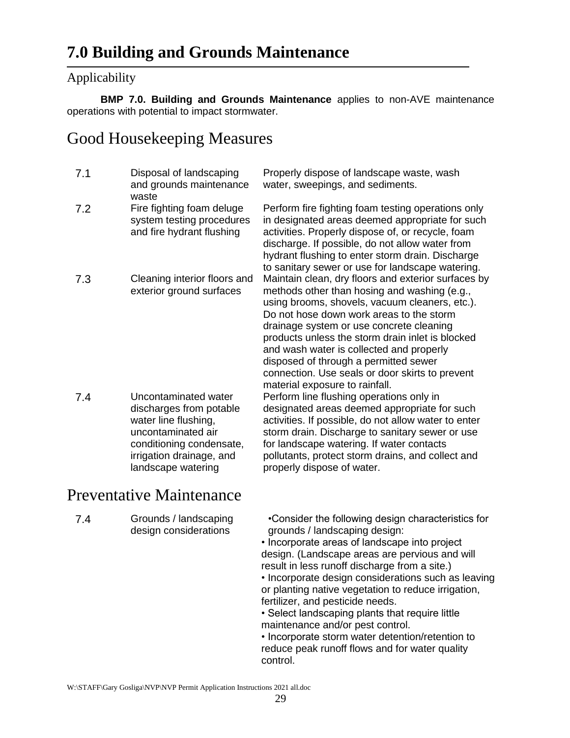# 7.0 Building and Grounds Maintenance

## Applicability

**BMP 7.0. Building and Grounds Maintenance** applies to non-AVE maintenance operations with potential to impact stormwater.

## Good Housekeeping Measures

| | | |
|---|---|---|
| 7.1 | Disposal of landscaping and grounds maintenance waste | Properly dispose of landscape waste, wash water, sweepings, and sediments. |
| 7.2 | Fire fighting foam deluge system testing procedures and fire hydrant flushing | Perform fire fighting foam testing operations only in designated areas deemed appropriate for such activities. Properly dispose of, or recycle, foam discharge. If possible, do not allow water from hydrant flushing to enter storm drain. Discharge to sanitary sewer or use for landscape watering. |
| 7.3 | Cleaning interior floors and exterior ground surfaces | Maintain clean, dry floors and exterior surfaces by methods other than hosing and washing (e.g., using brooms, shovels, vacuum cleaners, etc.). Do not hose down work areas to the storm drainage system or use concrete cleaning products unless the storm drain inlet is blocked and wash water is collected and properly disposed of through a permitted sewer connection. Use seals or door skirts to prevent material exposure to rainfall. |
| 7.4 | Uncontaminated water discharges from potable water line flushing, uncontaminated air conditioning condensate, irrigation drainage, and landscape watering | Perform line flushing operations only in designated areas deemed appropriate for such activities. If possible, do not allow water to enter storm drain. Discharge to sanitary sewer or use for landscape watering. If water contacts pollutants, protect storm drains, and collect and properly dispose of water. |

## Preventative Maintenance

| | | |
|---|---|---|
| 7.4 | Grounds / landscaping design considerations | •Consider the following design characteristics for grounds / landscaping design:<br>• Incorporate areas of landscape into project design. (Landscape areas are pervious and will result in less runoff discharge from a site.)<br>• Incorporate design considerations such as leaving or planting native vegetation to reduce irrigation, fertilizer, and pesticide needs.<br>• Select landscaping plants that require little maintenance and/or pest control.<br>• Incorporate storm water detention/retention to reduce peak runoff flows and for water quality control. |

W:\STAFF\Gary Gosliga\NVP\NVP Permit Application Instructions 2021 all.doc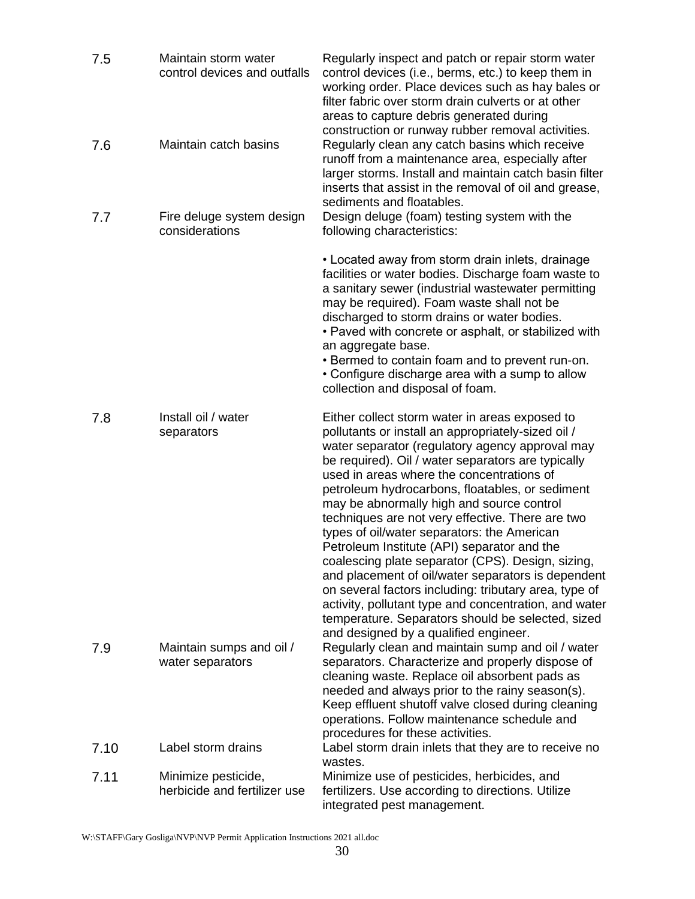| | | |
|---|---|---|
| 7.5 | Maintain storm water control devices and outfalls | Regularly inspect and patch or repair storm water control devices (i.e., berms, etc.) to keep them in working order. Place devices such as hay bales or filter fabric over storm drain culverts or at other areas to capture debris generated during construction or runway rubber removal activities. |
| 7.6 | Maintain catch basins | Regularly clean any catch basins which receive runoff from a maintenance area, especially after larger storms. Install and maintain catch basin filter inserts that assist in the removal of oil and grease, sediments and floatables. |
| 7.7 | Fire deluge system design considerations | Design deluge (foam) testing system with the following characteristics:<br><br>• Located away from storm drain inlets, drainage facilities or water bodies. Discharge foam waste to a sanitary sewer (industrial wastewater permitting may be required). Foam waste shall not be discharged to storm drains or water bodies.<br>• Paved with concrete or asphalt, or stabilized with an aggregate base.<br>• Bermed to contain foam and to prevent run-on.<br>• Configure discharge area with a sump to allow collection and disposal of foam. |
| 7.8 | Install oil / water separators | Either collect storm water in areas exposed to pollutants or install an appropriately-sized oil / water separator (regulatory agency approval may be required). Oil / water separators are typically used in areas where the concentrations of petroleum hydrocarbons, floatables, or sediment may be abnormally high and source control techniques are not very effective. There are two types of oil/water separators: the American Petroleum Institute (API) separator and the coalescing plate separator (CPS). Design, sizing, and placement of oil/water separators is dependent on several factors including: tributary area, type of activity, pollutant type and concentration, and water temperature. Separators should be selected, sized and designed by a qualified engineer. |
| 7.9 | Maintain sumps and oil / water separators | Regularly clean and maintain sump and oil / water separators. Characterize and properly dispose of cleaning waste. Replace oil absorbent pads as needed and always prior to the rainy season(s). Keep effluent shutoff valve closed during cleaning operations. Follow maintenance schedule and procedures for these activities. |
| 7.10 | Label storm drains | Label storm drain inlets that they are to receive no wastes. |
| 7.11 | Minimize pesticide, herbicide and fertilizer use | Minimize use of pesticides, herbicides, and fertilizers. Use according to directions. Utilize integrated pest management. |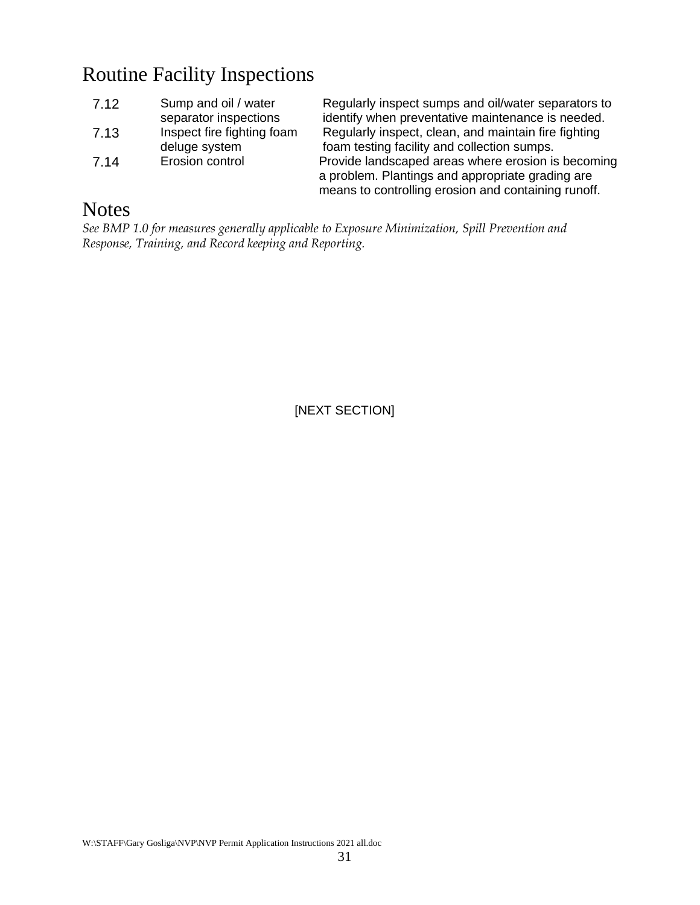## Routine Facility Inspections

| | | |
|---|---|---|
| 7.12 | Sump and oil / water separator inspections | Regularly inspect sumps and oil/water separators to identify when preventative maintenance is needed. |
| 7.13 | Inspect fire fighting foam deluge system | Regularly inspect, clean, and maintain fire fighting foam testing facility and collection sumps. |
| 7.14 | Erosion control | Provide landscaped areas where erosion is becoming a problem. Plantings and appropriate grading are means to controlling erosion and containing runoff. |

## Notes

*See BMP 1.0 for measures generally applicable to Exposure Minimization, Spill Prevention and Response, Training, and Record keeping and Reporting.*

[NEXT SECTION]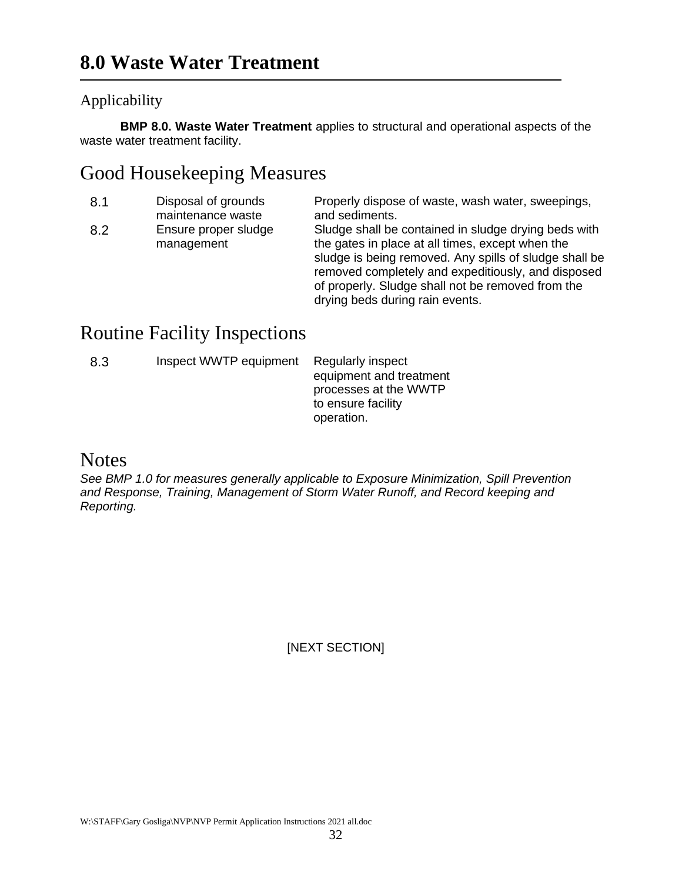# 8.0 Waste Water Treatment

## Applicability

**BMP 8.0. Waste Water Treatment** applies to structural and operational aspects of the waste water treatment facility.

## Good Housekeeping Measures

| | | |
|---|---|---|
| 8.1 | Disposal of grounds maintenance waste | Properly dispose of waste, wash water, sweepings, and sediments. |
| 8.2 | Ensure proper sludge management | Sludge shall be contained in sludge drying beds with the gates in place at all times, except when the sludge is being removed. Any spills of sludge shall be removed completely and expeditiously, and disposed of properly. Sludge shall not be removed from the drying beds during rain events. |

## Routine Facility Inspections

| | | |
|---|---|---|
| 8.3 | Inspect WWTP equipment | Regularly inspect equipment and treatment processes at the WWTP to ensure facility operation. |

## Notes

*See BMP 1.0 for measures generally applicable to Exposure Minimization, Spill Prevention and Response, Training, Management of Storm Water Runoff, and Record keeping and Reporting.*

[NEXT SECTION]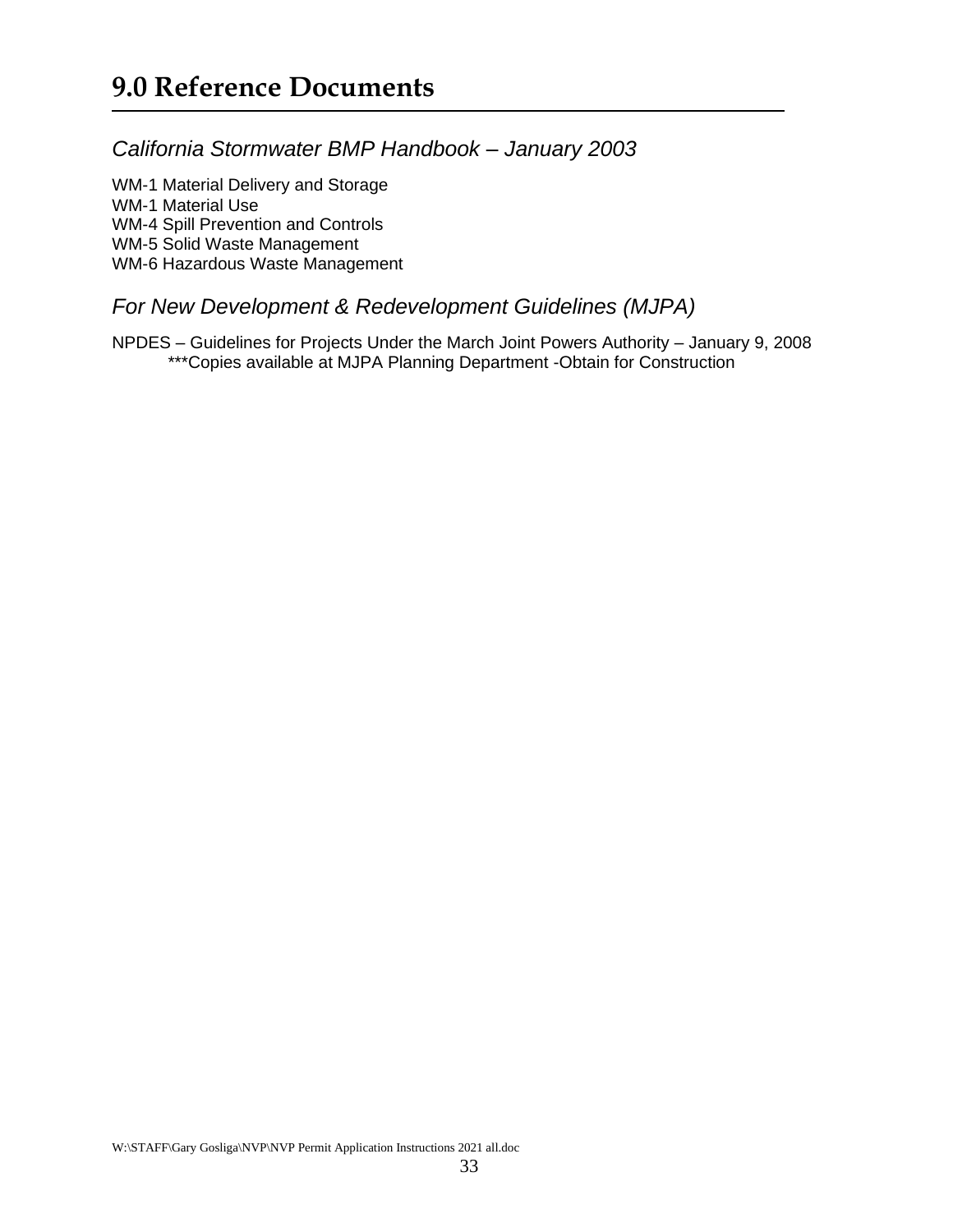# 9.0 Reference Documents

## *California Stormwater BMP Handbook – January 2003*

WM-1 Material Delivery and Storage
WM-1 Material Use
WM-4 Spill Prevention and Controls
WM-5 Solid Waste Management
WM-6 Hazardous Waste Management

## *For New Development & Redevelopment Guidelines (MJPA)*

NPDES – Guidelines for Projects Under the March Joint Powers Authority – January 9, 2008
***Copies available at MJPA Planning Department -Obtain for Construction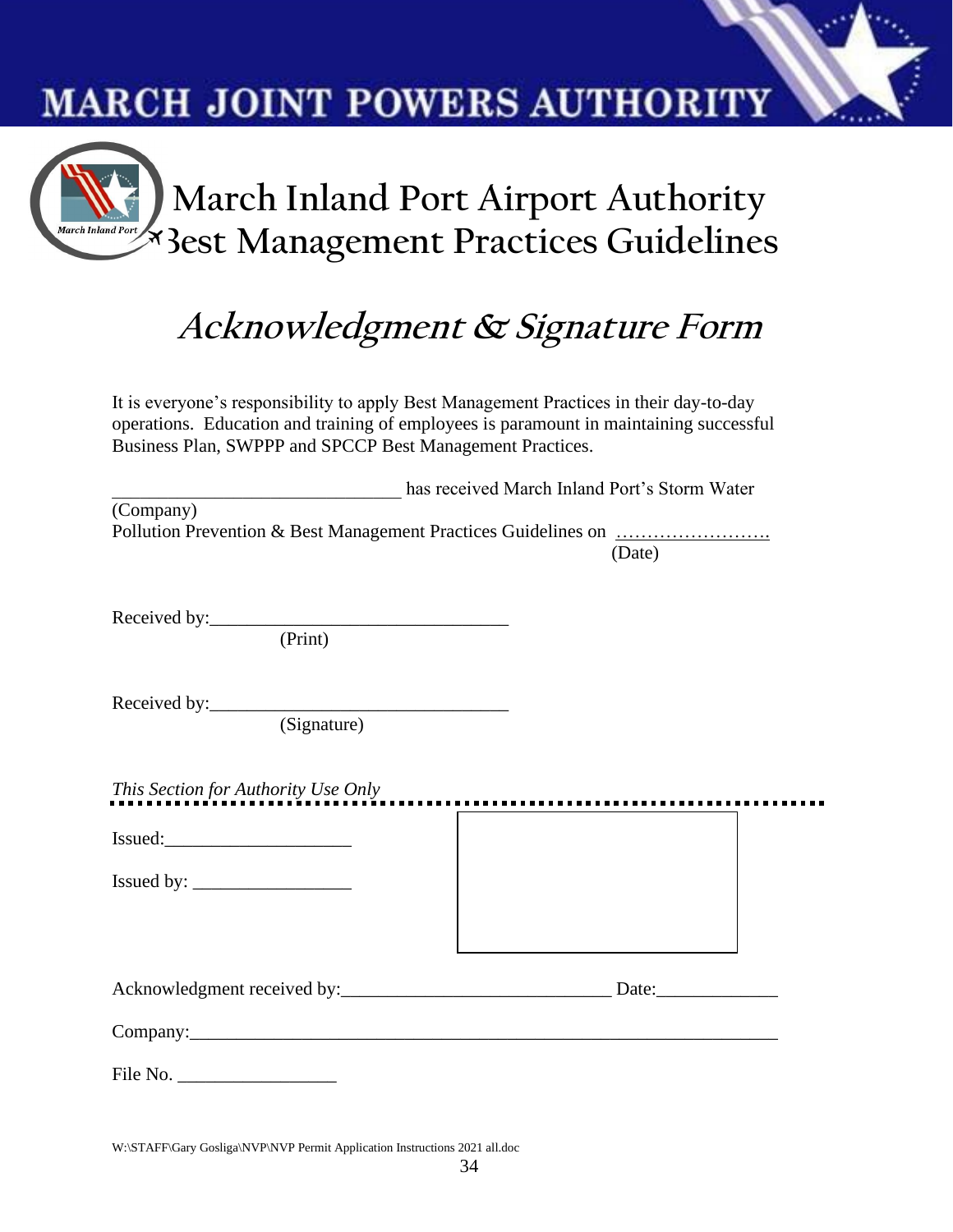# MARCH JOINT POWERS AUTHORITY

## March Inland Port Airport Authority Best Management Practices Guidelines

## *Acknowledgment & Signature Form*

It is everyone's responsibility to apply Best Management Practices in their day-to-day operations. Education and training of employees is paramount in maintaining successful Business Plan, SWPPP and SPCCP Best Management Practices.

_______________________________ has received March Inland Port's Storm Water
(Company)
Pollution Prevention & Best Management Practices Guidelines on …………………….
(Date)

Received by:________________________________
(Print)

Received by:________________________________
(Signature)

*This Section for Authority Use Only*

Issued:____________________

Issued by: _________________

Acknowledgment received by:_____________________________ Date:_____________

Company:_________________________________________________________________

File No. _________________

W:\STAFF\Gary Gosliga\NVP\NVP Permit Application Instructions 2021 all.doc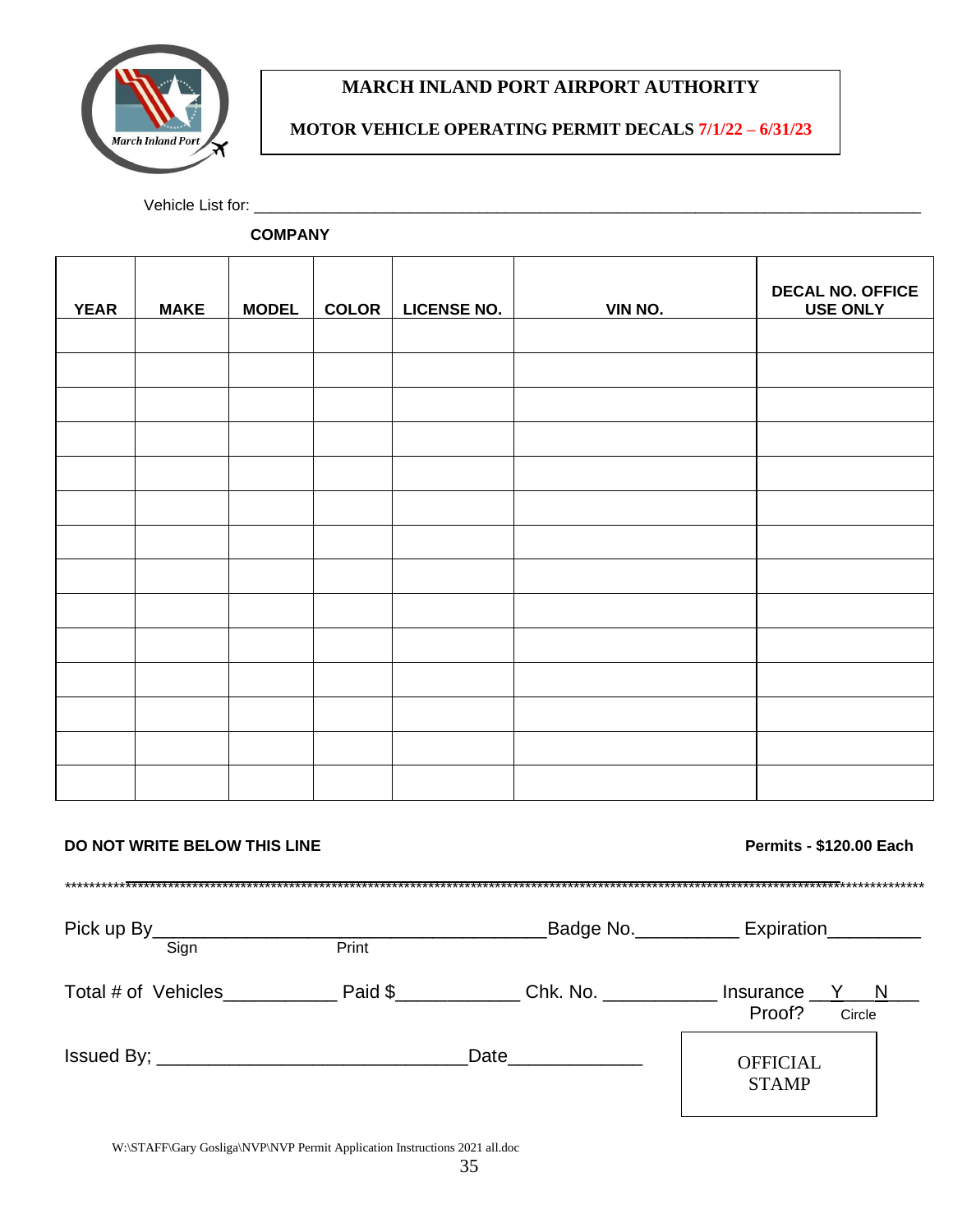**MARCH INLAND PORT AIRPORT AUTHORITY**

**MOTOR VEHICLE OPERATING PERMIT DECALS 7/1/22 – 6/31/23**

Vehicle List for: ______________________________________________________________________________

**COMPANY**

| YEAR | MAKE | MODEL | COLOR | LICENSE NO. | VIN NO. | DECAL NO. OFFICE USE ONLY |
|---|---|---|---|---|---|---|
| | | | | | | |
| | | | | | | |
| | | | | | | |
| | | | | | | |
| | | | | | | |
| | | | | | | |
| | | | | | | |
| | | | | | | |
| | | | | | | |
| | | | | | | |
| | | | | | | |
| | | | | | | |
| | | | | | | |
| | | | | | | |

**DO NOT WRITE BELOW THIS LINE** **Permits - $120.00 Each**

****************************************************************************************************************************************

Pick up By_____________________________________Badge No.__________ Expiration_________
Sign Print

Total # of Vehicles___________ Paid $____________ Chk. No. ___________ Insurance Proof? __Y__N___ Circle

Issued By; ______________________________Date_____________

OFFICIAL STAMP

W:\STAFF\Gary Gosliga\NVP\NVP Permit Application Instructions 2021 all.doc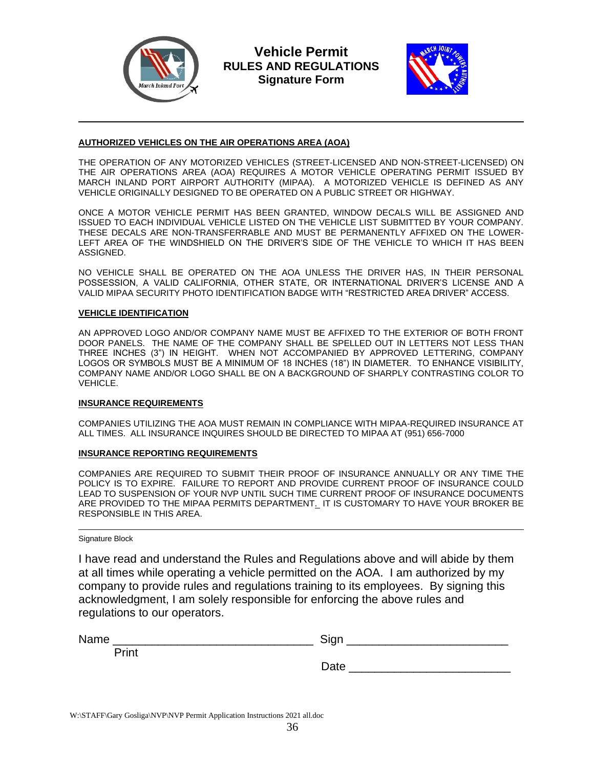# Vehicle Permit
## RULES AND REGULATIONS
### Signature Form

---

**AUTHORIZED VEHICLES ON THE AIR OPERATIONS AREA (AOA)**

THE OPERATION OF ANY MOTORIZED VEHICLES (STREET-LICENSED AND NON-STREET-LICENSED) ON THE AIR OPERATIONS AREA (AOA) REQUIRES A MOTOR VEHICLE OPERATING PERMIT ISSUED BY MARCH INLAND PORT AIRPORT AUTHORITY (MIPAA). A MOTORIZED VEHICLE IS DEFINED AS ANY VEHICLE ORIGINALLY DESIGNED TO BE OPERATED ON A PUBLIC STREET OR HIGHWAY.

ONCE A MOTOR VEHICLE PERMIT HAS BEEN GRANTED, WINDOW DECALS WILL BE ASSIGNED AND ISSUED TO EACH INDIVIDUAL VEHICLE LISTED ON THE VEHICLE LIST SUBMITTED BY YOUR COMPANY. THESE DECALS ARE NON-TRANSFERRABLE AND MUST BE PERMANENTLY AFFIXED ON THE LOWER-LEFT AREA OF THE WINDSHIELD ON THE DRIVER'S SIDE OF THE VEHICLE TO WHICH IT HAS BEEN ASSIGNED.

NO VEHICLE SHALL BE OPERATED ON THE AOA UNLESS THE DRIVER HAS, IN THEIR PERSONAL POSSESSION, A VALID CALIFORNIA, OTHER STATE, OR INTERNATIONAL DRIVER'S LICENSE AND A VALID MIPAA SECURITY PHOTO IDENTIFICATION BADGE WITH "RESTRICTED AREA DRIVER" ACCESS.

**VEHICLE IDENTIFICATION**

AN APPROVED LOGO AND/OR COMPANY NAME MUST BE AFFIXED TO THE EXTERIOR OF BOTH FRONT DOOR PANELS. THE NAME OF THE COMPANY SHALL BE SPELLED OUT IN LETTERS NOT LESS THAN THREE INCHES (3") IN HEIGHT. WHEN NOT ACCOMPANIED BY APPROVED LETTERING, COMPANY LOGOS OR SYMBOLS MUST BE A MINIMUM OF 18 INCHES (18") IN DIAMETER. TO ENHANCE VISIBILITY, COMPANY NAME AND/OR LOGO SHALL BE ON A BACKGROUND OF SHARPLY CONTRASTING COLOR TO VEHICLE.

**INSURANCE REQUIREMENTS**

COMPANIES UTILIZING THE AOA MUST REMAIN IN COMPLIANCE WITH MIPAA-REQUIRED INSURANCE AT ALL TIMES. ALL INSURANCE INQUIRES SHOULD BE DIRECTED TO MIPAA AT (951) 656-7000

**INSURANCE REPORTING REQUIREMENTS**

COMPANIES ARE REQUIRED TO SUBMIT THEIR PROOF OF INSURANCE ANNUALLY OR ANY TIME THE POLICY IS TO EXPIRE. FAILURE TO REPORT AND PROVIDE CURRENT PROOF OF INSURANCE COULD LEAD TO SUSPENSION OF YOUR NVP UNTIL SUCH TIME CURRENT PROOF OF INSURANCE DOCUMENTS ARE PROVIDED TO THE MIPAA PERMITS DEPARTMENT. IT IS CUSTOMARY TO HAVE YOUR BROKER BE RESPONSIBLE IN THIS AREA.

---

Signature Block

I have read and understand the Rules and Regulations above and will abide by them at all times while operating a vehicle permitted on the AOA. I am authorized by my company to provide rules and regulations training to its employees. By signing this acknowledgment, I am solely responsible for enforcing the above rules and regulations to our operators.

Name ______________________________ Sign ________________________
Print

Date ________________________

W:\STAFF\Gary Gosliga\NVP\NVP Permit Application Instructions 2021 all.doc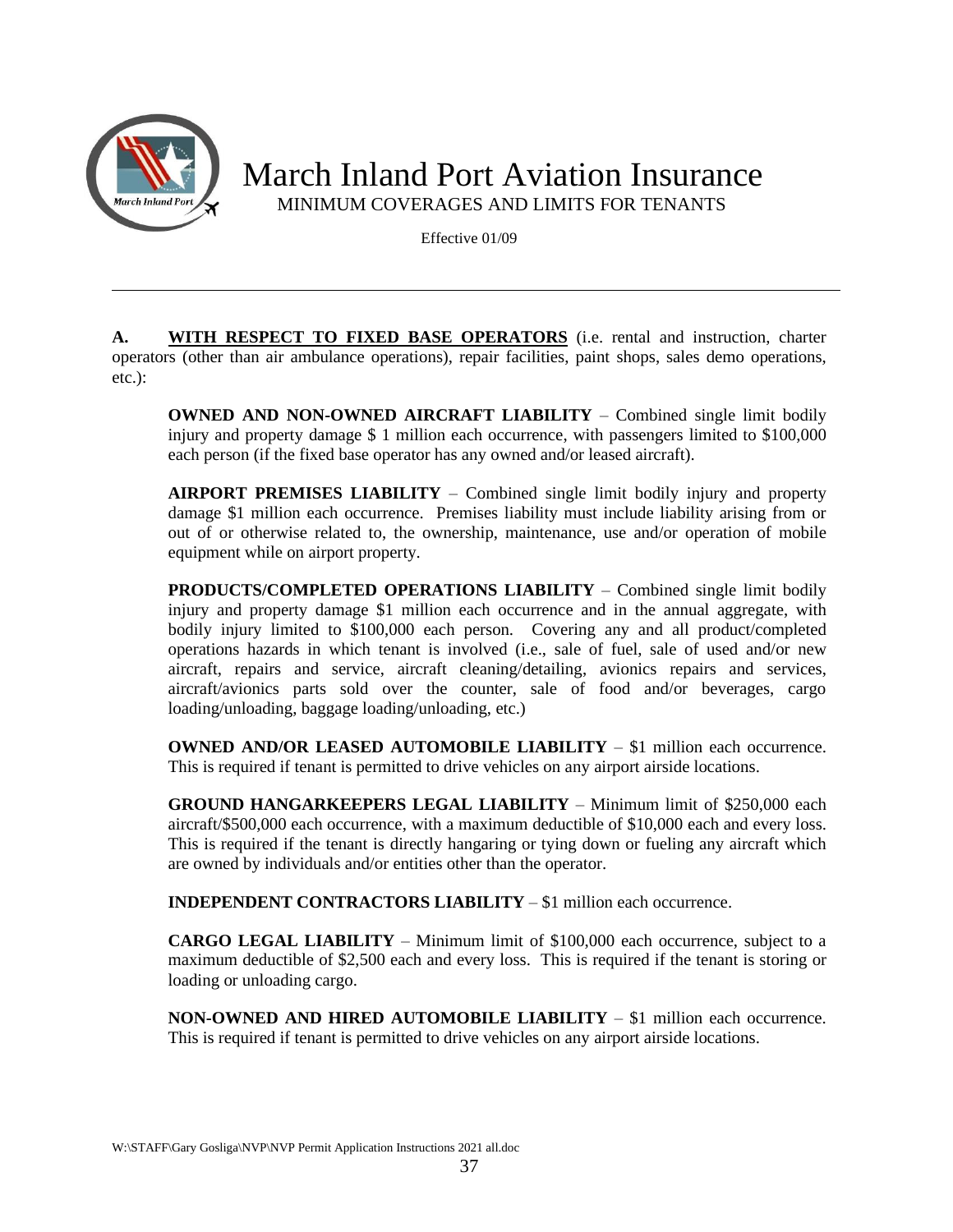# March Inland Port Aviation Insurance

MINIMUM COVERAGES AND LIMITS FOR TENANTS

Effective 01/09

---

**A. WITH RESPECT TO FIXED BASE OPERATORS** (i.e. rental and instruction, charter operators (other than air ambulance operations), repair facilities, paint shops, sales demo operations, etc.):

**OWNED AND NON-OWNED AIRCRAFT LIABILITY** – Combined single limit bodily injury and property damage $ 1 million each occurrence, with passengers limited to $100,000 each person (if the fixed base operator has any owned and/or leased aircraft).

**AIRPORT PREMISES LIABILITY** – Combined single limit bodily injury and property damage $1 million each occurrence. Premises liability must include liability arising from or out of or otherwise related to, the ownership, maintenance, use and/or operation of mobile equipment while on airport property.

**PRODUCTS/COMPLETED OPERATIONS LIABILITY** – Combined single limit bodily injury and property damage $1 million each occurrence and in the annual aggregate, with bodily injury limited to $100,000 each person. Covering any and all product/completed operations hazards in which tenant is involved (i.e., sale of fuel, sale of used and/or new aircraft, repairs and service, aircraft cleaning/detailing, avionics repairs and services, aircraft/avionics parts sold over the counter, sale of food and/or beverages, cargo loading/unloading, baggage loading/unloading, etc.)

**OWNED AND/OR LEASED AUTOMOBILE LIABILITY** – $1 million each occurrence. This is required if tenant is permitted to drive vehicles on any airport airside locations.

**GROUND HANGARKEEPERS LEGAL LIABILITY** – Minimum limit of $250,000 each aircraft/$500,000 each occurrence, with a maximum deductible of $10,000 each and every loss. This is required if the tenant is directly hangaring or tying down or fueling any aircraft which are owned by individuals and/or entities other than the operator.

**INDEPENDENT CONTRACTORS LIABILITY** – $1 million each occurrence.

**CARGO LEGAL LIABILITY** – Minimum limit of $100,000 each occurrence, subject to a maximum deductible of $2,500 each and every loss. This is required if the tenant is storing or loading or unloading cargo.

**NON-OWNED AND HIRED AUTOMOBILE LIABILITY** – $1 million each occurrence. This is required if tenant is permitted to drive vehicles on any airport airside locations.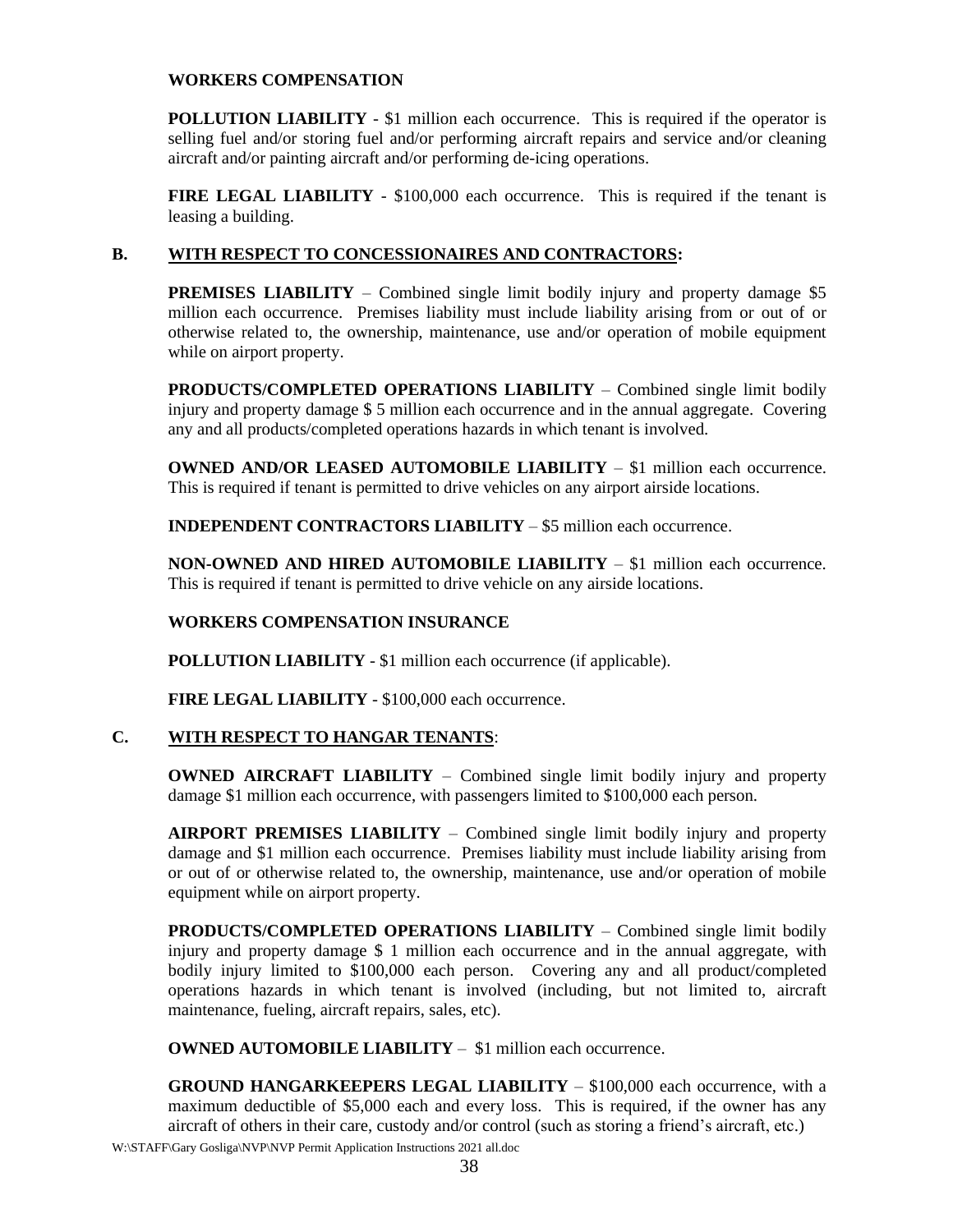**WORKERS COMPENSATION**

**POLLUTION LIABILITY** - $1 million each occurrence. This is required if the operator is selling fuel and/or storing fuel and/or performing aircraft repairs and service and/or cleaning aircraft and/or painting aircraft and/or performing de-icing operations.

**FIRE LEGAL LIABILITY** - $100,000 each occurrence. This is required if the tenant is leasing a building.

## B. WITH RESPECT TO CONCESSIONAIRES AND CONTRACTORS:

**PREMISES LIABILITY** – Combined single limit bodily injury and property damage $5 million each occurrence. Premises liability must include liability arising from or out of or otherwise related to, the ownership, maintenance, use and/or operation of mobile equipment while on airport property.

**PRODUCTS/COMPLETED OPERATIONS LIABILITY** – Combined single limit bodily injury and property damage $ 5 million each occurrence and in the annual aggregate. Covering any and all products/completed operations hazards in which tenant is involved.

**OWNED AND/OR LEASED AUTOMOBILE LIABILITY** – $1 million each occurrence. This is required if tenant is permitted to drive vehicles on any airport airside locations.

**INDEPENDENT CONTRACTORS LIABILITY** – $5 million each occurrence.

**NON-OWNED AND HIRED AUTOMOBILE LIABILITY** – $1 million each occurrence. This is required if tenant is permitted to drive vehicle on any airside locations.

**WORKERS COMPENSATION INSURANCE**

**POLLUTION LIABILITY** - $1 million each occurrence (if applicable).

**FIRE LEGAL LIABILITY** - $100,000 each occurrence.

## C. WITH RESPECT TO HANGAR TENANTS:

**OWNED AIRCRAFT LIABILITY** – Combined single limit bodily injury and property damage $1 million each occurrence, with passengers limited to $100,000 each person.

**AIRPORT PREMISES LIABILITY** – Combined single limit bodily injury and property damage and $1 million each occurrence. Premises liability must include liability arising from or out of or otherwise related to, the ownership, maintenance, use and/or operation of mobile equipment while on airport property.

**PRODUCTS/COMPLETED OPERATIONS LIABILITY** – Combined single limit bodily injury and property damage $ 1 million each occurrence and in the annual aggregate, with bodily injury limited to $100,000 each person. Covering any and all product/completed operations hazards in which tenant is involved (including, but not limited to, aircraft maintenance, fueling, aircraft repairs, sales, etc).

**OWNED AUTOMOBILE LIABILITY** – $1 million each occurrence.

**GROUND HANGARKEEPERS LEGAL LIABILITY** – $100,000 each occurrence, with a maximum deductible of $5,000 each and every loss. This is required, if the owner has any aircraft of others in their care, custody and/or control (such as storing a friend's aircraft, etc.)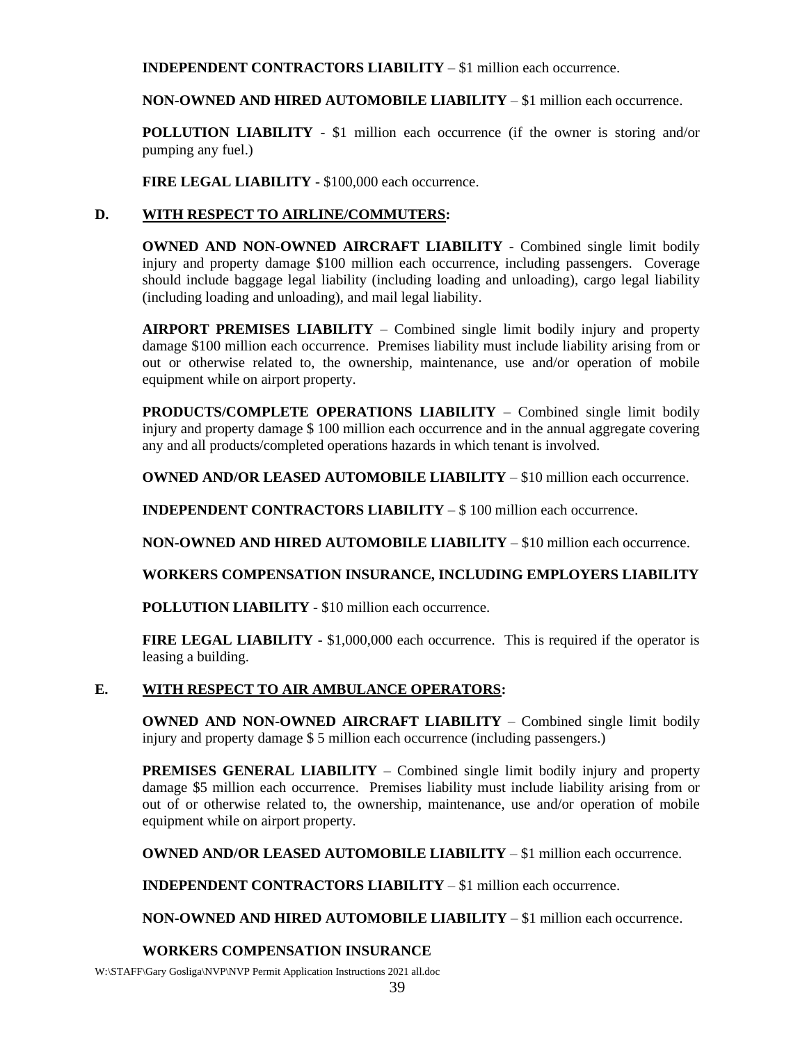**INDEPENDENT CONTRACTORS LIABILITY** – $1 million each occurrence.

**NON-OWNED AND HIRED AUTOMOBILE LIABILITY** – $1 million each occurrence.

**POLLUTION LIABILITY** - $1 million each occurrence (if the owner is storing and/or pumping any fuel.)

**FIRE LEGAL LIABILITY** - $100,000 each occurrence.

**D. WITH RESPECT TO AIRLINE/COMMUTERS:**

**OWNED AND NON-OWNED AIRCRAFT LIABILITY** - Combined single limit bodily injury and property damage $100 million each occurrence, including passengers. Coverage should include baggage legal liability (including loading and unloading), cargo legal liability (including loading and unloading), and mail legal liability.

**AIRPORT PREMISES LIABILITY** – Combined single limit bodily injury and property damage $100 million each occurrence. Premises liability must include liability arising from or out or otherwise related to, the ownership, maintenance, use and/or operation of mobile equipment while on airport property.

**PRODUCTS/COMPLETE OPERATIONS LIABILITY** – Combined single limit bodily injury and property damage $ 100 million each occurrence and in the annual aggregate covering any and all products/completed operations hazards in which tenant is involved.

**OWNED AND/OR LEASED AUTOMOBILE LIABILITY** – $10 million each occurrence.

**INDEPENDENT CONTRACTORS LIABILITY** – $ 100 million each occurrence.

**NON-OWNED AND HIRED AUTOMOBILE LIABILITY** – $10 million each occurrence.

**WORKERS COMPENSATION INSURANCE, INCLUDING EMPLOYERS LIABILITY**

**POLLUTION LIABILITY** - $10 million each occurrence.

**FIRE LEGAL LIABILITY** - $1,000,000 each occurrence. This is required if the operator is leasing a building.

**E. WITH RESPECT TO AIR AMBULANCE OPERATORS:**

**OWNED AND NON-OWNED AIRCRAFT LIABILITY** – Combined single limit bodily injury and property damage $ 5 million each occurrence (including passengers.)

**PREMISES GENERAL LIABILITY** – Combined single limit bodily injury and property damage $5 million each occurrence. Premises liability must include liability arising from or out of or otherwise related to, the ownership, maintenance, use and/or operation of mobile equipment while on airport property.

**OWNED AND/OR LEASED AUTOMOBILE LIABILITY** – $1 million each occurrence.

**INDEPENDENT CONTRACTORS LIABILITY** – $1 million each occurrence.

**NON-OWNED AND HIRED AUTOMOBILE LIABILITY** – $1 million each occurrence.

**WORKERS COMPENSATION INSURANCE**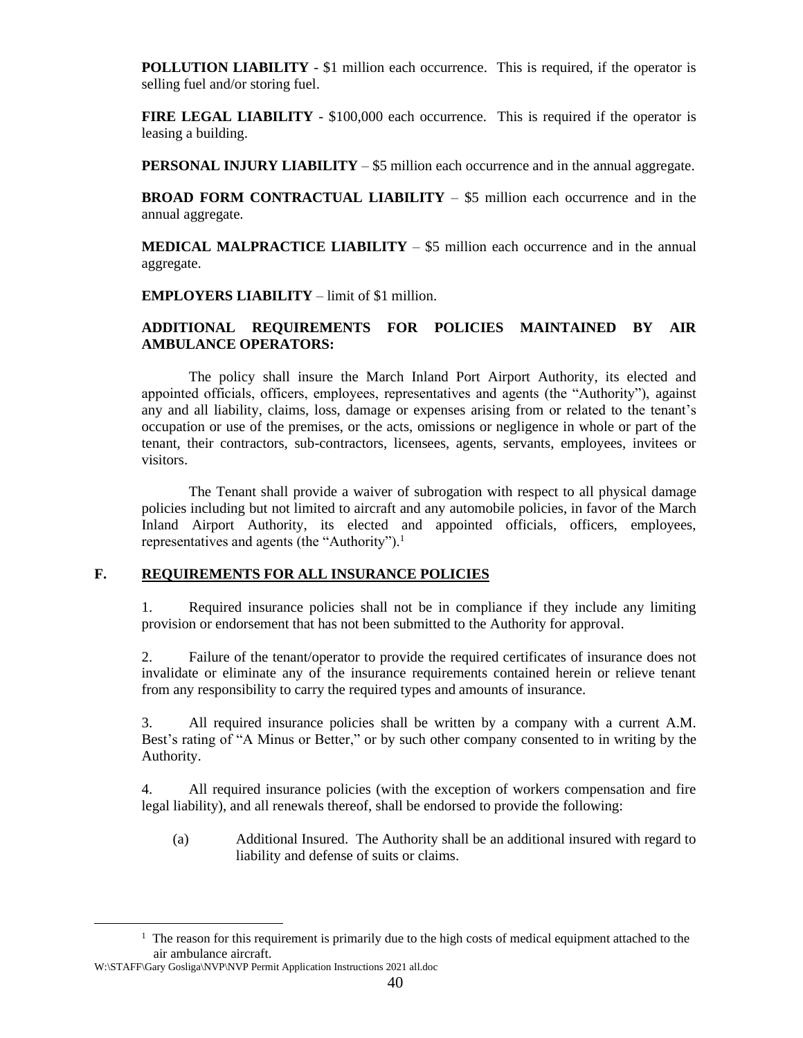**POLLUTION LIABILITY** - $1 million each occurrence. This is required, if the operator is selling fuel and/or storing fuel.

**FIRE LEGAL LIABILITY** - $100,000 each occurrence. This is required if the operator is leasing a building.

**PERSONAL INJURY LIABILITY** – $5 million each occurrence and in the annual aggregate.

**BROAD FORM CONTRACTUAL LIABILITY** – $5 million each occurrence and in the annual aggregate.

**MEDICAL MALPRACTICE LIABILITY** – $5 million each occurrence and in the annual aggregate.

**EMPLOYERS LIABILITY** – limit of $1 million.

**ADDITIONAL REQUIREMENTS FOR POLICIES MAINTAINED BY AIR AMBULANCE OPERATORS:**

The policy shall insure the March Inland Port Airport Authority, its elected and appointed officials, officers, employees, representatives and agents (the "Authority"), against any and all liability, claims, loss, damage or expenses arising from or related to the tenant's occupation or use of the premises, or the acts, omissions or negligence in whole or part of the tenant, their contractors, sub-contractors, licensees, agents, servants, employees, invitees or visitors.

The Tenant shall provide a waiver of subrogation with respect to all physical damage policies including but not limited to aircraft and any automobile policies, in favor of the March Inland Airport Authority, its elected and appointed officials, officers, employees, representatives and agents (the "Authority").[1]

## F. REQUIREMENTS FOR ALL INSURANCE POLICIES

1. Required insurance policies shall not be in compliance if they include any limiting provision or endorsement that has not been submitted to the Authority for approval.

2. Failure of the tenant/operator to provide the required certificates of insurance does not invalidate or eliminate any of the insurance requirements contained herein or relieve tenant from any responsibility to carry the required types and amounts of insurance.

3. All required insurance policies shall be written by a company with a current A.M. Best's rating of "A Minus or Better," or by such other company consented to in writing by the Authority.

4. All required insurance policies (with the exception of workers compensation and fire legal liability), and all renewals thereof, shall be endorsed to provide the following:

   (a) Additional Insured. The Authority shall be an additional insured with regard to liability and defense of suits or claims.

---

[1] The reason for this requirement is primarily due to the high costs of medical equipment attached to the air ambulance aircraft.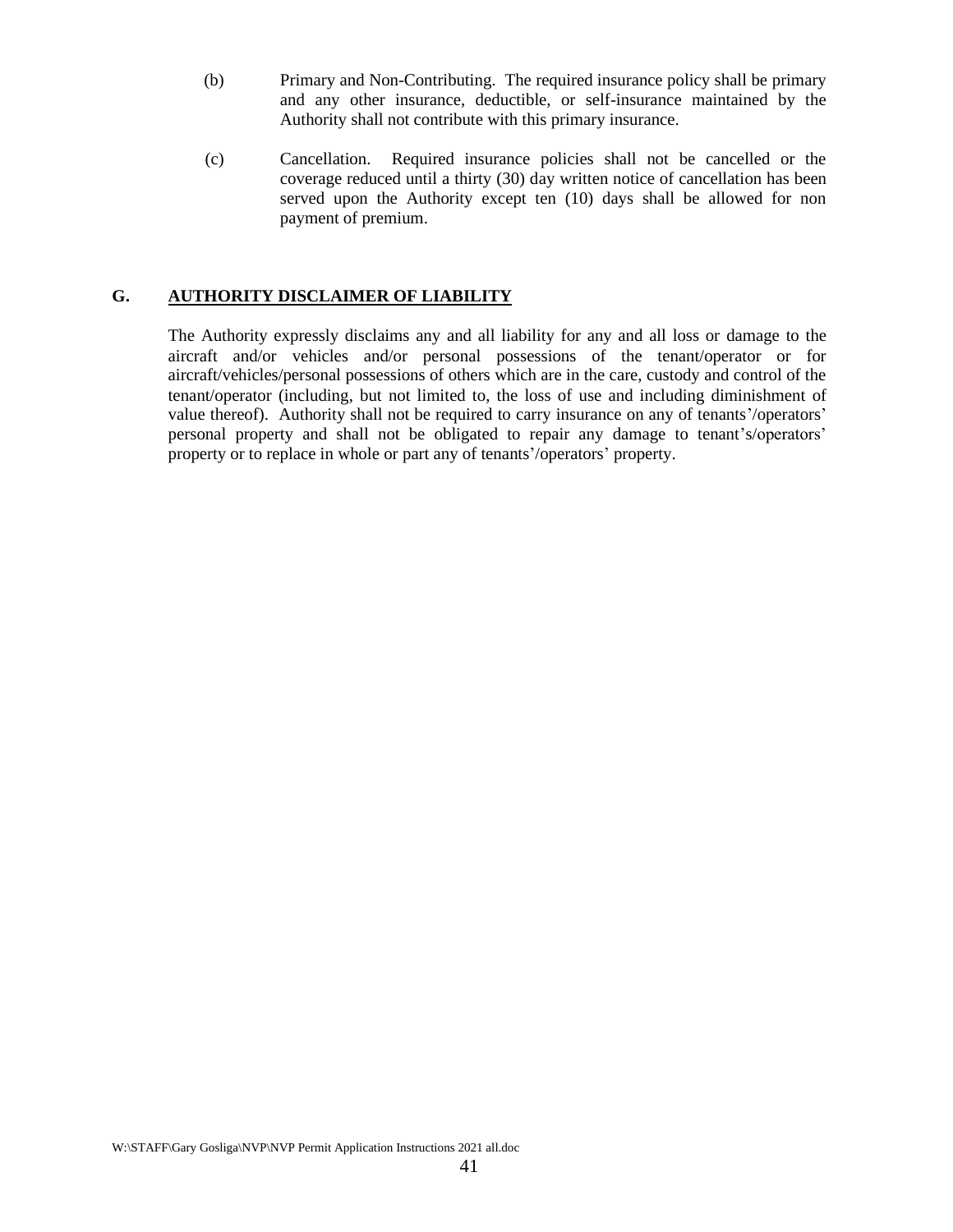(b) Primary and Non-Contributing. The required insurance policy shall be primary and any other insurance, deductible, or self-insurance maintained by the Authority shall not contribute with this primary insurance.

(c) Cancellation. Required insurance policies shall not be cancelled or the coverage reduced until a thirty (30) day written notice of cancellation has been served upon the Authority except ten (10) days shall be allowed for non payment of premium.

## G. AUTHORITY DISCLAIMER OF LIABILITY

The Authority expressly disclaims any and all liability for any and all loss or damage to the aircraft and/or vehicles and/or personal possessions of the tenant/operator or for aircraft/vehicles/personal possessions of others which are in the care, custody and control of the tenant/operator (including, but not limited to, the loss of use and including diminishment of value thereof). Authority shall not be required to carry insurance on any of tenants'/operators' personal property and shall not be obligated to repair any damage to tenant's/operators' property or to replace in whole or part any of tenants'/operators' property.

W:\STAFF\Gary Gosliga\NVP\NVP Permit Application Instructions 2021 all.doc